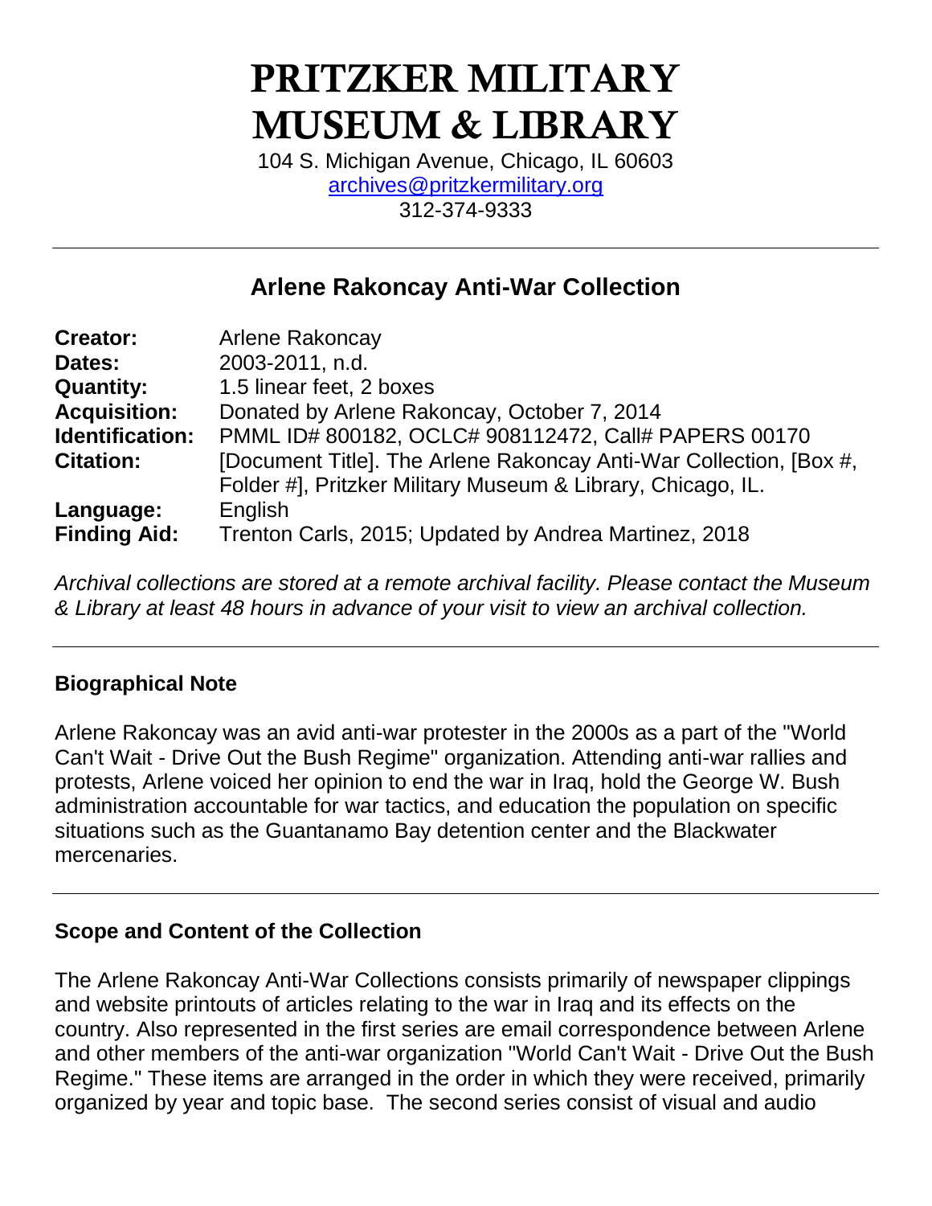# PRITZKER MILITARY MUSEUM & LIBRARY

104 S. Michigan Avenue, Chicago, IL 60603
archives@pritzkermilitary.org
312-374-9333

---

## Arlene Rakoncay Anti-War Collection

| | |
|---|---|
| **Creator:** | Arlene Rakoncay |
| **Dates:** | 2003-2011, n.d. |
| **Quantity:** | 1.5 linear feet, 2 boxes |
| **Acquisition:** | Donated by Arlene Rakoncay, October 7, 2014 |
| **Identification:** | PMML ID# 800182, OCLC# 908112472, Call# PAPERS 00170 |
| **Citation:** | [Document Title]. The Arlene Rakoncay Anti-War Collection, [Box #, Folder #], Pritzker Military Museum & Library, Chicago, IL. |
| **Language:** | English |
| **Finding Aid:** | Trenton Carls, 2015; Updated by Andrea Martinez, 2018 |

*Archival collections are stored at a remote archival facility. Please contact the Museum & Library at least 48 hours in advance of your visit to view an archival collection.*

---

### Biographical Note

Arlene Rakoncay was an avid anti-war protester in the 2000s as a part of the "World Can't Wait - Drive Out the Bush Regime" organization. Attending anti-war rallies and protests, Arlene voiced her opinion to end the war in Iraq, hold the George W. Bush administration accountable for war tactics, and education the population on specific situations such as the Guantanamo Bay detention center and the Blackwater mercenaries.

---

### Scope and Content of the Collection

The Arlene Rakoncay Anti-War Collections consists primarily of newspaper clippings and website printouts of articles relating to the war in Iraq and its effects on the country. Also represented in the first series are email correspondence between Arlene and other members of the anti-war organization "World Can't Wait - Drive Out the Bush Regime." These items are arranged in the order in which they were received, primarily organized by year and topic base. The second series consist of visual and audio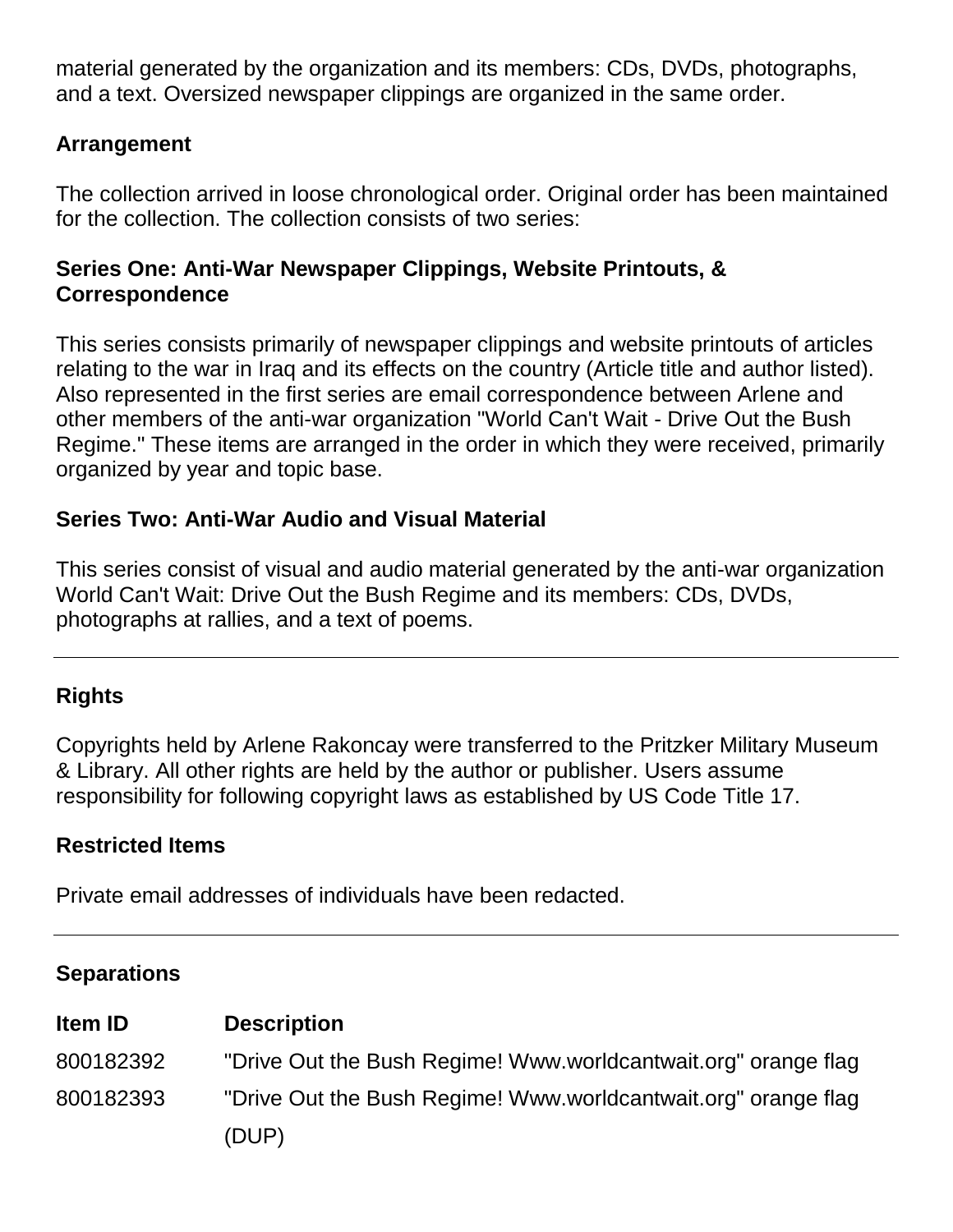material generated by the organization and its members: CDs, DVDs, photographs, and a text. Oversized newspaper clippings are organized in the same order.

### Arrangement

The collection arrived in loose chronological order. Original order has been maintained for the collection. The collection consists of two series:

#### Series One: Anti-War Newspaper Clippings, Website Printouts, & Correspondence

This series consists primarily of newspaper clippings and website printouts of articles relating to the war in Iraq and its effects on the country (Article title and author listed). Also represented in the first series are email correspondence between Arlene and other members of the anti-war organization "World Can't Wait - Drive Out the Bush Regime." These items are arranged in the order in which they were received, primarily organized by year and topic base.

#### Series Two: Anti-War Audio and Visual Material

This series consist of visual and audio material generated by the anti-war organization World Can't Wait: Drive Out the Bush Regime and its members: CDs, DVDs, photographs at rallies, and a text of poems.

---

### Rights

Copyrights held by Arlene Rakoncay were transferred to the Pritzker Military Museum & Library. All other rights are held by the author or publisher. Users assume responsibility for following copyright laws as established by US Code Title 17.

### Restricted Items

Private email addresses of individuals have been redacted.

---

### Separations

| Item ID | Description |
| --- | --- |
| 800182392 | "Drive Out the Bush Regime! Www.worldcantwait.org" orange flag |
| 800182393 | "Drive Out the Bush Regime! Www.worldcantwait.org" orange flag (DUP) |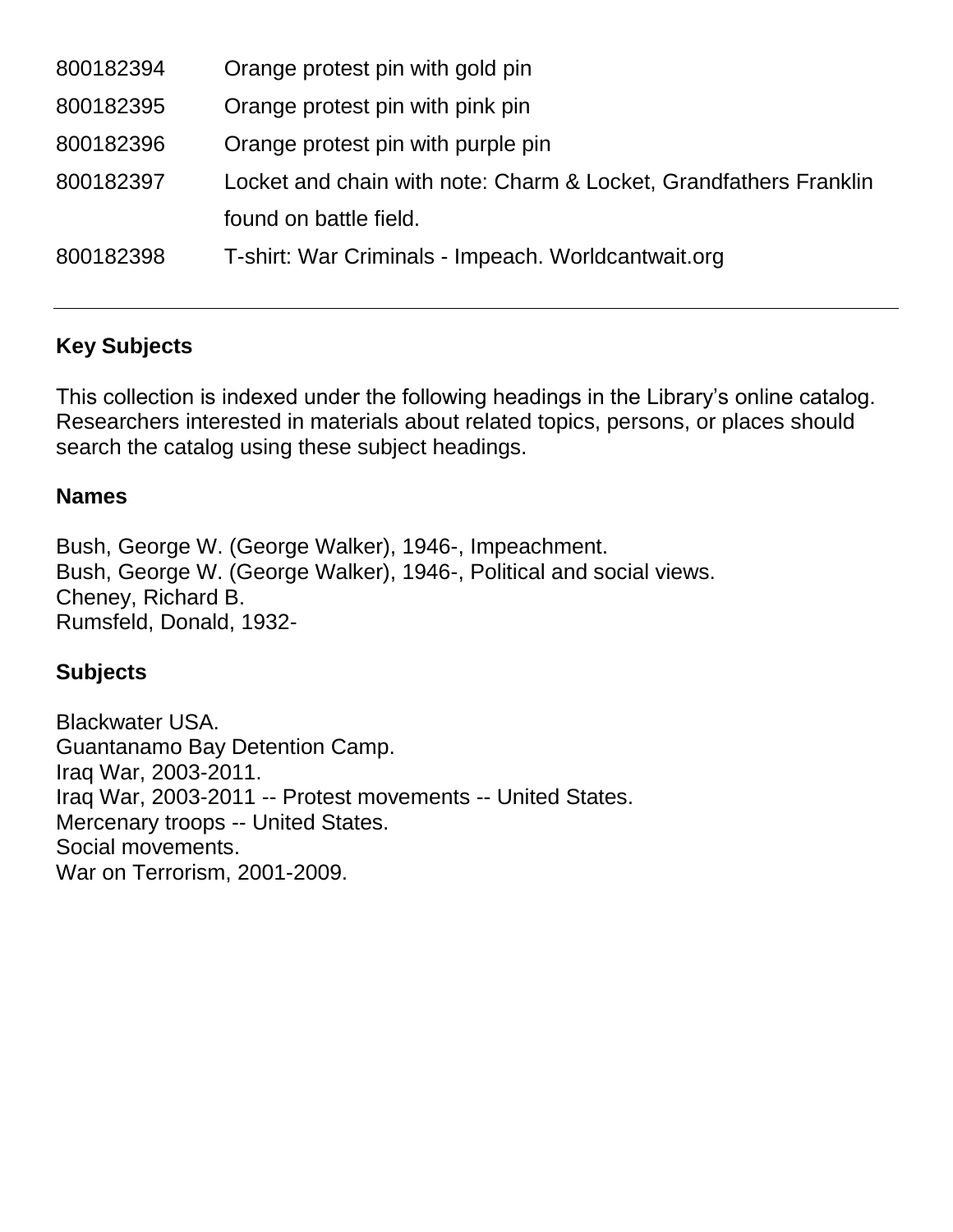| | |
|---|---|
| 800182394 | Orange protest pin with gold pin |
| 800182395 | Orange protest pin with pink pin |
| 800182396 | Orange protest pin with purple pin |
| 800182397 | Locket and chain with note: Charm & Locket, Grandfathers Franklin found on battle field. |
| 800182398 | T-shirt: War Criminals - Impeach. Worldcantwait.org |

---

## Key Subjects

This collection is indexed under the following headings in the Library's online catalog. Researchers interested in materials about related topics, persons, or places should search the catalog using these subject headings.

### Names

Bush, George W. (George Walker), 1946-, Impeachment.
Bush, George W. (George Walker), 1946-, Political and social views.
Cheney, Richard B.
Rumsfeld, Donald, 1932-

### Subjects

Blackwater USA.
Guantanamo Bay Detention Camp.
Iraq War, 2003-2011.
Iraq War, 2003-2011 -- Protest movements -- United States.
Mercenary troops -- United States.
Social movements.
War on Terrorism, 2001-2009.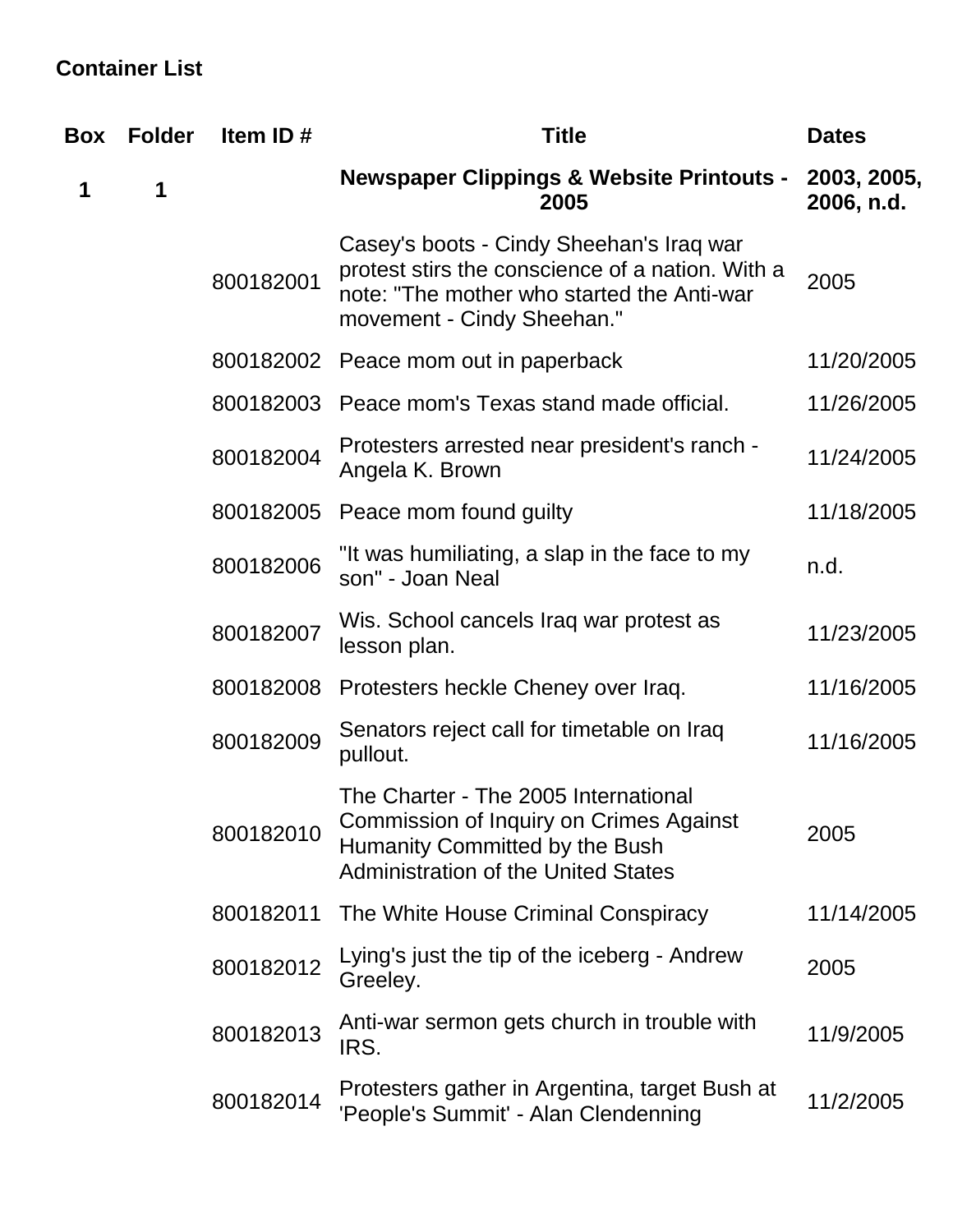**Container List**

| Box | Folder | Item ID # | Title | Dates |
|---|---|---|---|---|
| **1** | **1** | | **Newspaper Clippings & Website Printouts - 2005** | **2003, 2005, 2006, n.d.** |
| | | 800182001 | Casey's boots - Cindy Sheehan's Iraq war protest stirs the conscience of a nation. With a note: "The mother who started the Anti-war movement - Cindy Sheehan." | 2005 |
| | | 800182002 | Peace mom out in paperback | 11/20/2005 |
| | | 800182003 | Peace mom's Texas stand made official. | 11/26/2005 |
| | | 800182004 | Protesters arrested near president's ranch - Angela K. Brown | 11/24/2005 |
| | | 800182005 | Peace mom found guilty | 11/18/2005 |
| | | 800182006 | "It was humiliating, a slap in the face to my son" - Joan Neal | n.d. |
| | | 800182007 | Wis. School cancels Iraq war protest as lesson plan. | 11/23/2005 |
| | | 800182008 | Protesters heckle Cheney over Iraq. | 11/16/2005 |
| | | 800182009 | Senators reject call for timetable on Iraq pullout. | 11/16/2005 |
| | | 800182010 | The Charter - The 2005 International Commission of Inquiry on Crimes Against Humanity Committed by the Bush Administration of the United States | 2005 |
| | | 800182011 | The White House Criminal Conspiracy | 11/14/2005 |
| | | 800182012 | Lying's just the tip of the iceberg - Andrew Greeley. | 2005 |
| | | 800182013 | Anti-war sermon gets church in trouble with IRS. | 11/9/2005 |
| | | 800182014 | Protesters gather in Argentina, target Bush at 'People's Summit' - Alan Clendenning | 11/2/2005 |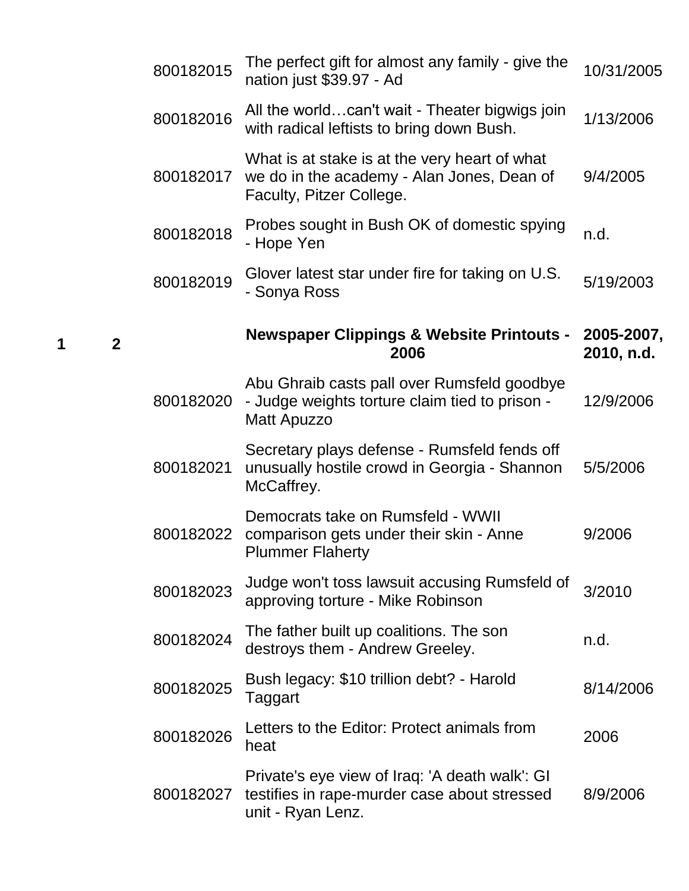| Box | Folder | ID | Title | Date |
|---|---|---|---|---|
| | | 800182015 | The perfect gift for almost any family - give the nation just $39.97 - Ad | 10/31/2005 |
| | | 800182016 | All the world…can't wait - Theater bigwigs join with radical leftists to bring down Bush. | 1/13/2006 |
| | | 800182017 | What is at stake is at the very heart of what we do in the academy - Alan Jones, Dean of Faculty, Pitzer College. | 9/4/2005 |
| | | 800182018 | Probes sought in Bush OK of domestic spying - Hope Yen | n.d. |
| | | 800182019 | Glover latest star under fire for taking on U.S. - Sonya Ross | 5/19/2003 |
| **1** | **2** | | **Newspaper Clippings & Website Printouts - 2006** | **2005-2007, 2010, n.d.** |
| | | 800182020 | Abu Ghraib casts pall over Rumsfeld goodbye - Judge weights torture claim tied to prison - Matt Apuzzo | 12/9/2006 |
| | | 800182021 | Secretary plays defense - Rumsfeld fends off unusually hostile crowd in Georgia - Shannon McCaffrey. | 5/5/2006 |
| | | 800182022 | Democrats take on Rumsfeld - WWII comparison gets under their skin - Anne Plummer Flaherty | 9/2006 |
| | | 800182023 | Judge won't toss lawsuit accusing Rumsfeld of approving torture - Mike Robinson | 3/2010 |
| | | 800182024 | The father built up coalitions. The son destroys them - Andrew Greeley. | n.d. |
| | | 800182025 | Bush legacy: $10 trillion debt? - Harold Taggart | 8/14/2006 |
| | | 800182026 | Letters to the Editor: Protect animals from heat | 2006 |
| | | 800182027 | Private's eye view of Iraq: 'A death walk': GI testifies in rape-murder case about stressed unit - Ryan Lenz. | 8/9/2006 |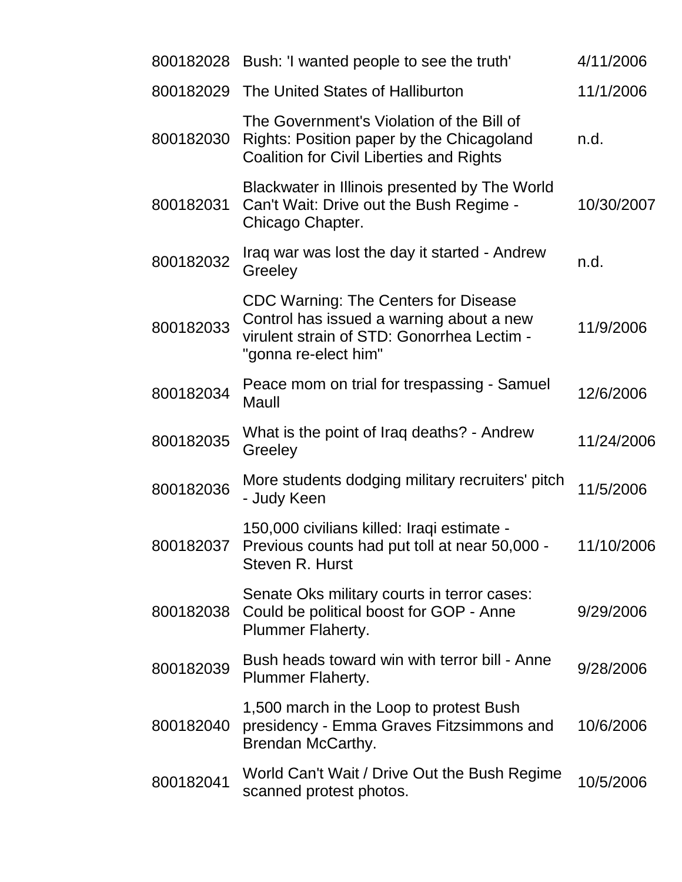| | | |
|---|---|---|
| 800182028 | Bush: 'I wanted people to see the truth' | 4/11/2006 |
| 800182029 | The United States of Halliburton | 11/1/2006 |
| 800182030 | The Government's Violation of the Bill of Rights: Position paper by the Chicagoland Coalition for Civil Liberties and Rights | n.d. |
| 800182031 | Blackwater in Illinois presented by The World Can't Wait: Drive out the Bush Regime - Chicago Chapter. | 10/30/2007 |
| 800182032 | Iraq war was lost the day it started - Andrew Greeley | n.d. |
| 800182033 | CDC Warning: The Centers for Disease Control has issued a warning about a new virulent strain of STD: Gonorrhea Lectim - "gonna re-elect him" | 11/9/2006 |
| 800182034 | Peace mom on trial for trespassing - Samuel Maull | 12/6/2006 |
| 800182035 | What is the point of Iraq deaths? - Andrew Greeley | 11/24/2006 |
| 800182036 | More students dodging military recruiters' pitch - Judy Keen | 11/5/2006 |
| 800182037 | 150,000 civilians killed: Iraqi estimate - Previous counts had put toll at near 50,000 - Steven R. Hurst | 11/10/2006 |
| 800182038 | Senate Oks military courts in terror cases: Could be political boost for GOP - Anne Plummer Flaherty. | 9/29/2006 |
| 800182039 | Bush heads toward win with terror bill - Anne Plummer Flaherty. | 9/28/2006 |
| 800182040 | 1,500 march in the Loop to protest Bush presidency - Emma Graves Fitzsimmons and Brendan McCarthy. | 10/6/2006 |
| 800182041 | World Can't Wait / Drive Out the Bush Regime scanned protest photos. | 10/5/2006 |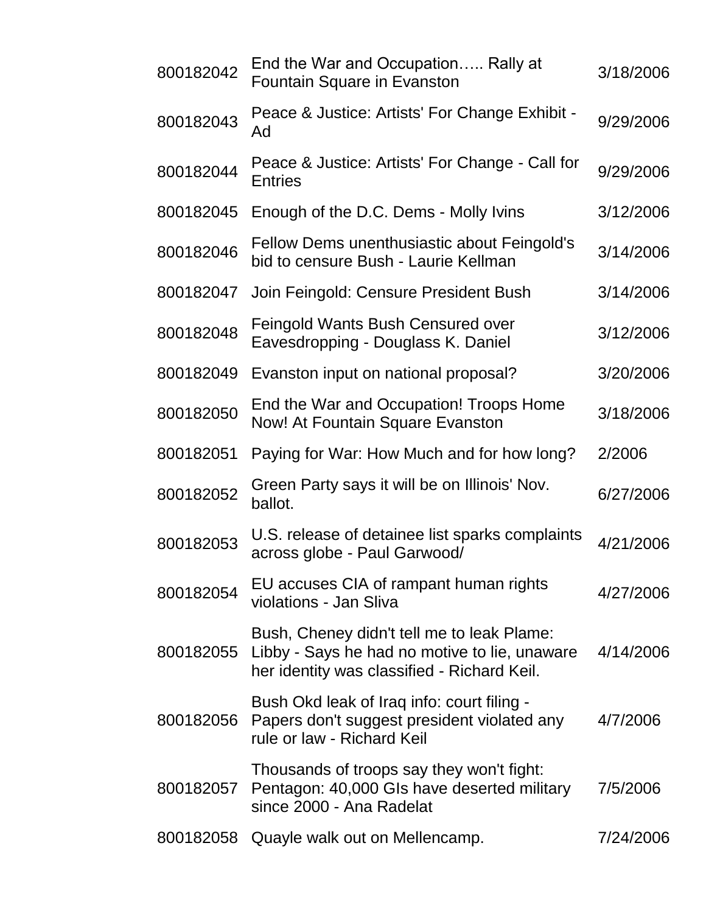| | | |
|---|---|---|
| 800182042 | End the War and Occupation….. Rally at Fountain Square in Evanston | 3/18/2006 |
| 800182043 | Peace & Justice: Artists' For Change Exhibit - Ad | 9/29/2006 |
| 800182044 | Peace & Justice: Artists' For Change - Call for Entries | 9/29/2006 |
| 800182045 | Enough of the D.C. Dems - Molly Ivins | 3/12/2006 |
| 800182046 | Fellow Dems unenthusiastic about Feingold's bid to censure Bush - Laurie Kellman | 3/14/2006 |
| 800182047 | Join Feingold: Censure President Bush | 3/14/2006 |
| 800182048 | Feingold Wants Bush Censured over Eavesdropping - Douglass K. Daniel | 3/12/2006 |
| 800182049 | Evanston input on national proposal? | 3/20/2006 |
| 800182050 | End the War and Occupation! Troops Home Now! At Fountain Square Evanston | 3/18/2006 |
| 800182051 | Paying for War: How Much and for how long? | 2/2006 |
| 800182052 | Green Party says it will be on Illinois' Nov. ballot. | 6/27/2006 |
| 800182053 | U.S. release of detainee list sparks complaints across globe - Paul Garwood/ | 4/21/2006 |
| 800182054 | EU accuses CIA of rampant human rights violations - Jan Sliva | 4/27/2006 |
| 800182055 | Bush, Cheney didn't tell me to leak Plame: Libby - Says he had no motive to lie, unaware her identity was classified - Richard Keil. | 4/14/2006 |
| 800182056 | Bush Okd leak of Iraq info: court filing - Papers don't suggest president violated any rule or law - Richard Keil | 4/7/2006 |
| 800182057 | Thousands of troops say they won't fight: Pentagon: 40,000 GIs have deserted military since 2000 - Ana Radelat | 7/5/2006 |
| 800182058 | Quayle walk out on Mellencamp. | 7/24/2006 |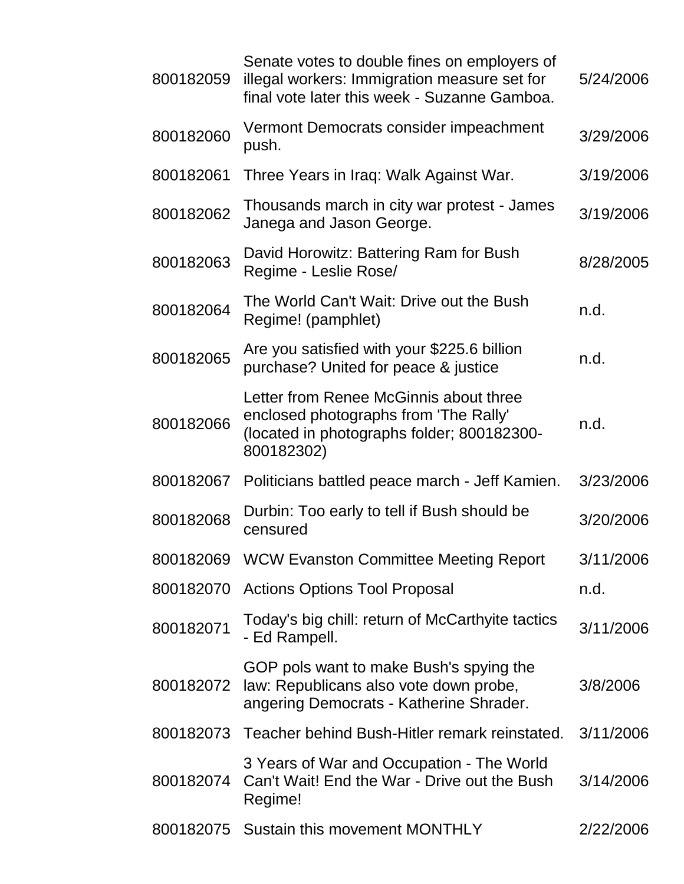| | | |
|---|---|---|
| 800182059 | Senate votes to double fines on employers of illegal workers: Immigration measure set for final vote later this week - Suzanne Gamboa. | 5/24/2006 |
| 800182060 | Vermont Democrats consider impeachment push. | 3/29/2006 |
| 800182061 | Three Years in Iraq: Walk Against War. | 3/19/2006 |
| 800182062 | Thousands march in city war protest - James Janega and Jason George. | 3/19/2006 |
| 800182063 | David Horowitz: Battering Ram for Bush Regime - Leslie Rose/ | 8/28/2005 |
| 800182064 | The World Can't Wait: Drive out the Bush Regime! (pamphlet) | n.d. |
| 800182065 | Are you satisfied with your $225.6 billion purchase? United for peace & justice | n.d. |
| 800182066 | Letter from Renee McGinnis about three enclosed photographs from 'The Rally' (located in photographs folder; 800182300-800182302) | n.d. |
| 800182067 | Politicians battled peace march - Jeff Kamien. | 3/23/2006 |
| 800182068 | Durbin: Too early to tell if Bush should be censured | 3/20/2006 |
| 800182069 | WCW Evanston Committee Meeting Report | 3/11/2006 |
| 800182070 | Actions Options Tool Proposal | n.d. |
| 800182071 | Today's big chill: return of McCarthyite tactics - Ed Rampell. | 3/11/2006 |
| 800182072 | GOP pols want to make Bush's spying the law: Republicans also vote down probe, angering Democrats - Katherine Shrader. | 3/8/2006 |
| 800182073 | Teacher behind Bush-Hitler remark reinstated. | 3/11/2006 |
| 800182074 | 3 Years of War and Occupation - The World Can't Wait! End the War - Drive out the Bush Regime! | 3/14/2006 |
| 800182075 | Sustain this movement MONTHLY | 2/22/2006 |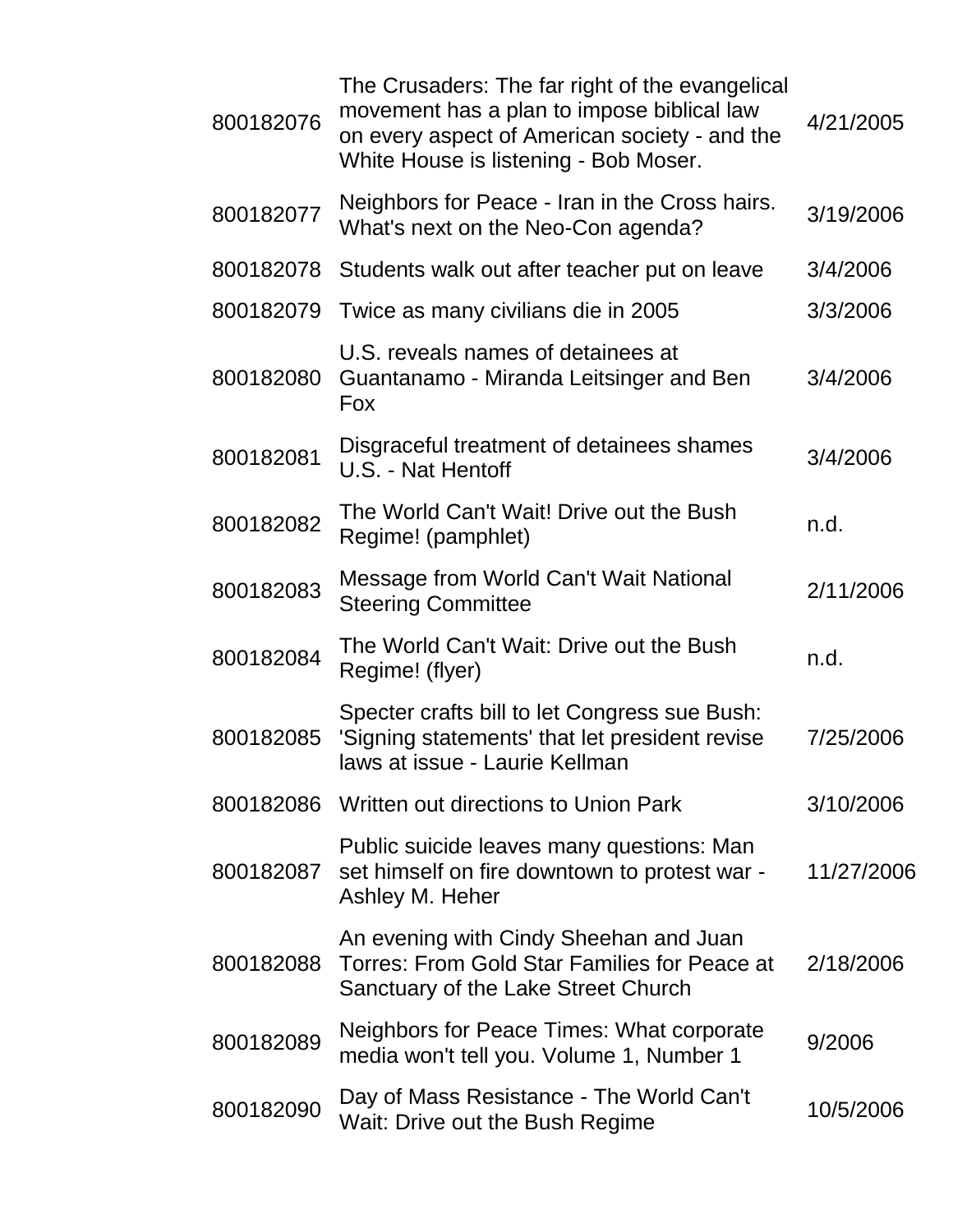| | | |
|---|---|---|
| 800182076 | The Crusaders: The far right of the evangelical movement has a plan to impose biblical law on every aspect of American society - and the White House is listening - Bob Moser. | 4/21/2005 |
| 800182077 | Neighbors for Peace - Iran in the Cross hairs. What's next on the Neo-Con agenda? | 3/19/2006 |
| 800182078 | Students walk out after teacher put on leave | 3/4/2006 |
| 800182079 | Twice as many civilians die in 2005 | 3/3/2006 |
| 800182080 | U.S. reveals names of detainees at Guantanamo - Miranda Leitsinger and Ben Fox | 3/4/2006 |
| 800182081 | Disgraceful treatment of detainees shames U.S. - Nat Hentoff | 3/4/2006 |
| 800182082 | The World Can't Wait! Drive out the Bush Regime! (pamphlet) | n.d. |
| 800182083 | Message from World Can't Wait National Steering Committee | 2/11/2006 |
| 800182084 | The World Can't Wait: Drive out the Bush Regime! (flyer) | n.d. |
| 800182085 | Specter crafts bill to let Congress sue Bush: 'Signing statements' that let president revise laws at issue - Laurie Kellman | 7/25/2006 |
| 800182086 | Written out directions to Union Park | 3/10/2006 |
| 800182087 | Public suicide leaves many questions: Man set himself on fire downtown to protest war - Ashley M. Heher | 11/27/2006 |
| 800182088 | An evening with Cindy Sheehan and Juan Torres: From Gold Star Families for Peace at Sanctuary of the Lake Street Church | 2/18/2006 |
| 800182089 | Neighbors for Peace Times: What corporate media won't tell you. Volume 1, Number 1 | 9/2006 |
| 800182090 | Day of Mass Resistance - The World Can't Wait: Drive out the Bush Regime | 10/5/2006 |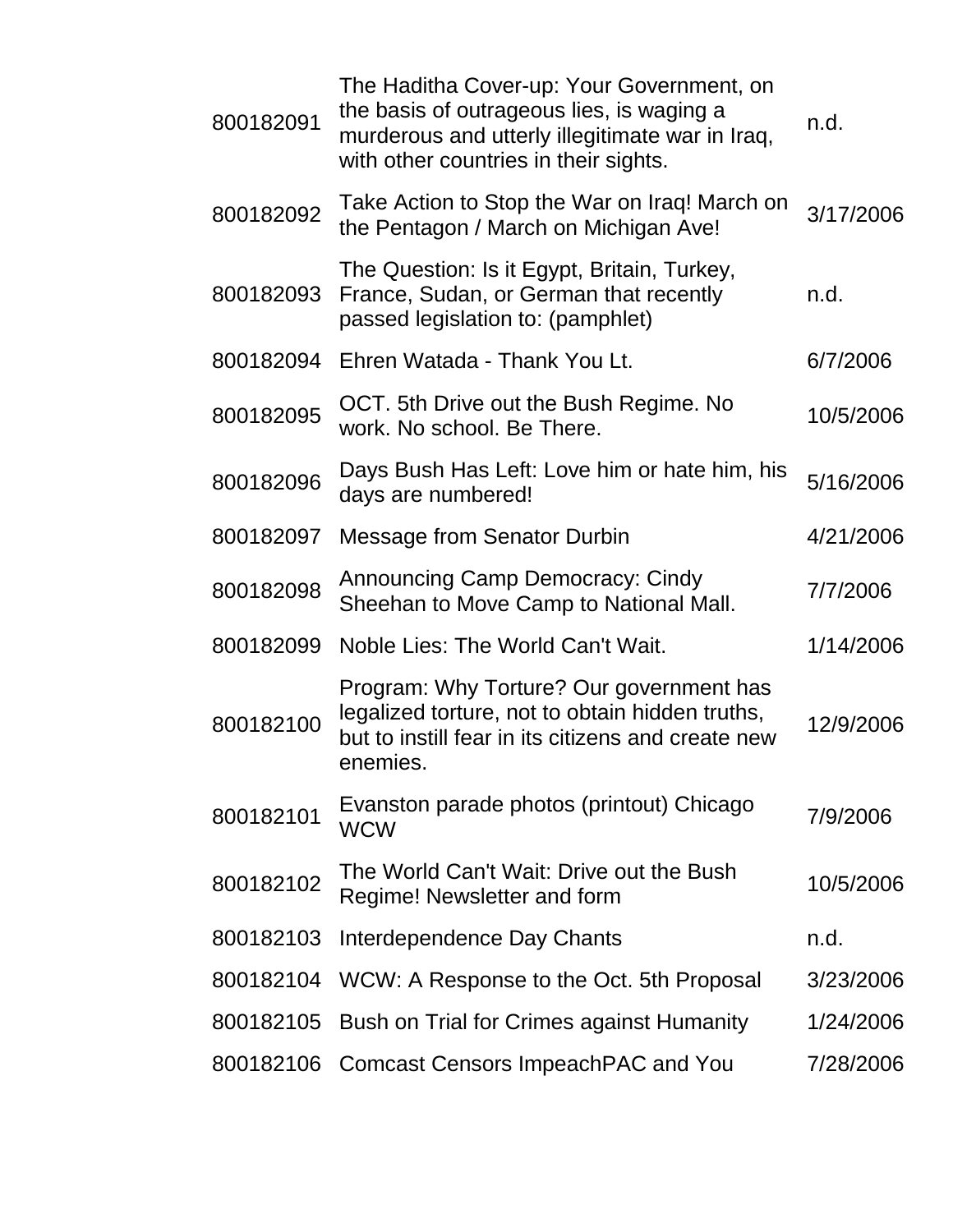| | | |
|---|---|---|
| 800182091 | The Haditha Cover-up: Your Government, on the basis of outrageous lies, is waging a murderous and utterly illegitimate war in Iraq, with other countries in their sights. | n.d. |
| 800182092 | Take Action to Stop the War on Iraq! March on the Pentagon / March on Michigan Ave! | 3/17/2006 |
| 800182093 | The Question: Is it Egypt, Britain, Turkey, France, Sudan, or German that recently passed legislation to: (pamphlet) | n.d. |
| 800182094 | Ehren Watada - Thank You Lt. | 6/7/2006 |
| 800182095 | OCT. 5th Drive out the Bush Regime. No work. No school. Be There. | 10/5/2006 |
| 800182096 | Days Bush Has Left: Love him or hate him, his days are numbered! | 5/16/2006 |
| 800182097 | Message from Senator Durbin | 4/21/2006 |
| 800182098 | Announcing Camp Democracy: Cindy Sheehan to Move Camp to National Mall. | 7/7/2006 |
| 800182099 | Noble Lies: The World Can't Wait. | 1/14/2006 |
| 800182100 | Program: Why Torture? Our government has legalized torture, not to obtain hidden truths, but to instill fear in its citizens and create new enemies. | 12/9/2006 |
| 800182101 | Evanston parade photos (printout) Chicago WCW | 7/9/2006 |
| 800182102 | The World Can't Wait: Drive out the Bush Regime! Newsletter and form | 10/5/2006 |
| 800182103 | Interdependence Day Chants | n.d. |
| 800182104 | WCW: A Response to the Oct. 5th Proposal | 3/23/2006 |
| 800182105 | Bush on Trial for Crimes against Humanity | 1/24/2006 |
| 800182106 | Comcast Censors ImpeachPAC and You | 7/28/2006 |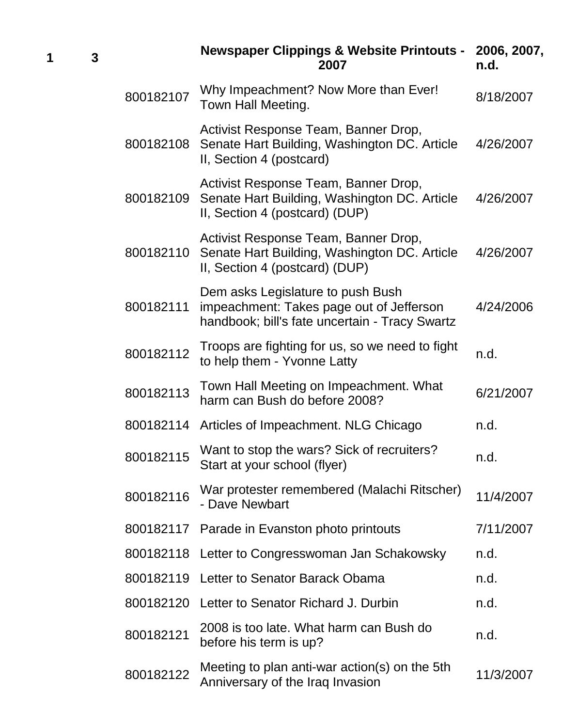| | | | | |
|---|---|---|---|---|
| **1** | **3** | | **Newspaper Clippings & Website Printouts - 2007** | **2006, 2007, n.d.** |
| | | 800182107 | Why Impeachment? Now More than Ever! Town Hall Meeting. | 8/18/2007 |
| | | 800182108 | Activist Response Team, Banner Drop, Senate Hart Building, Washington DC. Article II, Section 4 (postcard) | 4/26/2007 |
| | | 800182109 | Activist Response Team, Banner Drop, Senate Hart Building, Washington DC. Article II, Section 4 (postcard) (DUP) | 4/26/2007 |
| | | 800182110 | Activist Response Team, Banner Drop, Senate Hart Building, Washington DC. Article II, Section 4 (postcard) (DUP) | 4/26/2007 |
| | | 800182111 | Dem asks Legislature to push Bush impeachment: Takes page out of Jefferson handbook; bill's fate uncertain - Tracy Swartz | 4/24/2006 |
| | | 800182112 | Troops are fighting for us, so we need to fight to help them - Yvonne Latty | n.d. |
| | | 800182113 | Town Hall Meeting on Impeachment. What harm can Bush do before 2008? | 6/21/2007 |
| | | 800182114 | Articles of Impeachment. NLG Chicago | n.d. |
| | | 800182115 | Want to stop the wars? Sick of recruiters? Start at your school (flyer) | n.d. |
| | | 800182116 | War protester remembered (Malachi Ritscher) - Dave Newbart | 11/4/2007 |
| | | 800182117 | Parade in Evanston photo printouts | 7/11/2007 |
| | | 800182118 | Letter to Congresswoman Jan Schakowsky | n.d. |
| | | 800182119 | Letter to Senator Barack Obama | n.d. |
| | | 800182120 | Letter to Senator Richard J. Durbin | n.d. |
| | | 800182121 | 2008 is too late. What harm can Bush do before his term is up? | n.d. |
| | | 800182122 | Meeting to plan anti-war action(s) on the 5th Anniversary of the Iraq Invasion | 11/3/2007 |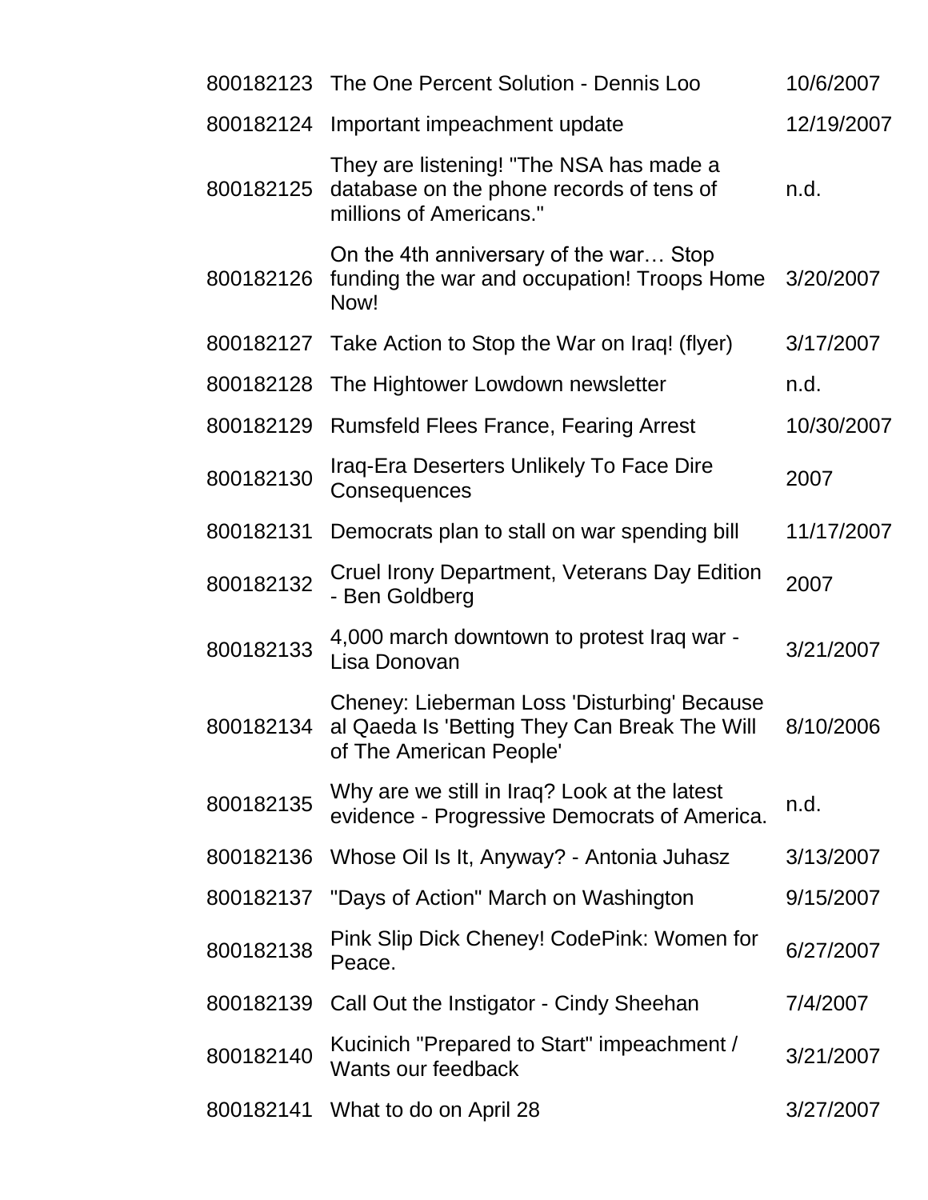| | | |
|---|---|---|
| 800182123 | The One Percent Solution - Dennis Loo | 10/6/2007 |
| 800182124 | Important impeachment update | 12/19/2007 |
| 800182125 | They are listening! "The NSA has made a database on the phone records of tens of millions of Americans." | n.d. |
| 800182126 | On the 4th anniversary of the war… Stop funding the war and occupation! Troops Home Now! | 3/20/2007 |
| 800182127 | Take Action to Stop the War on Iraq! (flyer) | 3/17/2007 |
| 800182128 | The Hightower Lowdown newsletter | n.d. |
| 800182129 | Rumsfeld Flees France, Fearing Arrest | 10/30/2007 |
| 800182130 | Iraq-Era Deserters Unlikely To Face Dire Consequences | 2007 |
| 800182131 | Democrats plan to stall on war spending bill | 11/17/2007 |
| 800182132 | Cruel Irony Department, Veterans Day Edition - Ben Goldberg | 2007 |
| 800182133 | 4,000 march downtown to protest Iraq war - Lisa Donovan | 3/21/2007 |
| 800182134 | Cheney: Lieberman Loss 'Disturbing' Because al Qaeda Is 'Betting They Can Break The Will of The American People' | 8/10/2006 |
| 800182135 | Why are we still in Iraq? Look at the latest evidence - Progressive Democrats of America. | n.d. |
| 800182136 | Whose Oil Is It, Anyway? - Antonia Juhasz | 3/13/2007 |
| 800182137 | "Days of Action" March on Washington | 9/15/2007 |
| 800182138 | Pink Slip Dick Cheney! CodePink: Women for Peace. | 6/27/2007 |
| 800182139 | Call Out the Instigator - Cindy Sheehan | 7/4/2007 |
| 800182140 | Kucinich "Prepared to Start" impeachment / Wants our feedback | 3/21/2007 |
| 800182141 | What to do on April 28 | 3/27/2007 |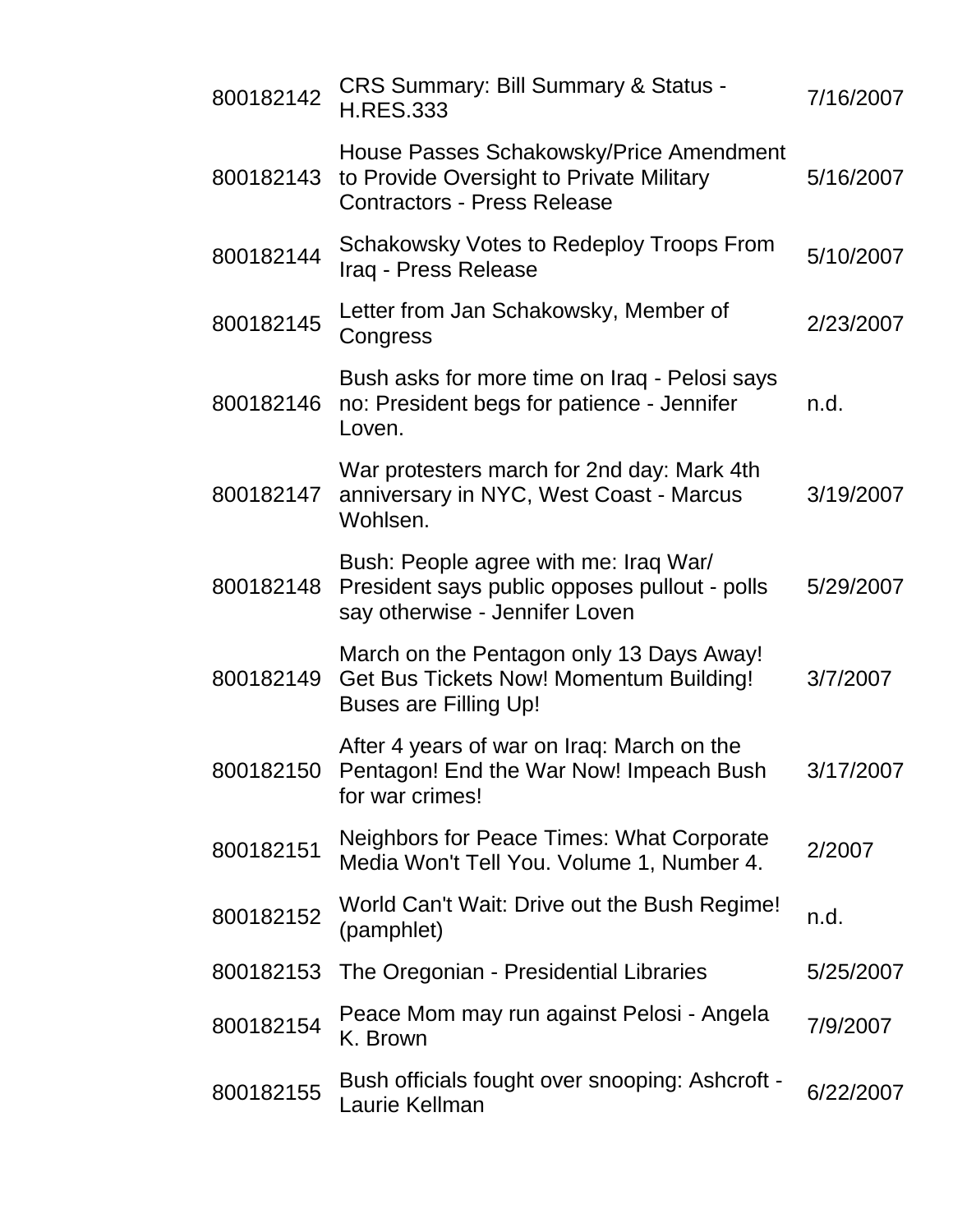| | | |
|---|---|---|
| 800182142 | CRS Summary: Bill Summary & Status - H.RES.333 | 7/16/2007 |
| 800182143 | House Passes Schakowsky/Price Amendment to Provide Oversight to Private Military Contractors - Press Release | 5/16/2007 |
| 800182144 | Schakowsky Votes to Redeploy Troops From Iraq - Press Release | 5/10/2007 |
| 800182145 | Letter from Jan Schakowsky, Member of Congress | 2/23/2007 |
| 800182146 | Bush asks for more time on Iraq - Pelosi says no: President begs for patience - Jennifer Loven. | n.d. |
| 800182147 | War protesters march for 2nd day: Mark 4th anniversary in NYC, West Coast - Marcus Wohlsen. | 3/19/2007 |
| 800182148 | Bush: People agree with me: Iraq War/ President says public opposes pullout - polls say otherwise - Jennifer Loven | 5/29/2007 |
| 800182149 | March on the Pentagon only 13 Days Away! Get Bus Tickets Now! Momentum Building! Buses are Filling Up! | 3/7/2007 |
| 800182150 | After 4 years of war on Iraq: March on the Pentagon! End the War Now! Impeach Bush for war crimes! | 3/17/2007 |
| 800182151 | Neighbors for Peace Times: What Corporate Media Won't Tell You. Volume 1, Number 4. | 2/2007 |
| 800182152 | World Can't Wait: Drive out the Bush Regime! (pamphlet) | n.d. |
| 800182153 | The Oregonian - Presidential Libraries | 5/25/2007 |
| 800182154 | Peace Mom may run against Pelosi - Angela K. Brown | 7/9/2007 |
| 800182155 | Bush officials fought over snooping: Ashcroft - Laurie Kellman | 6/22/2007 |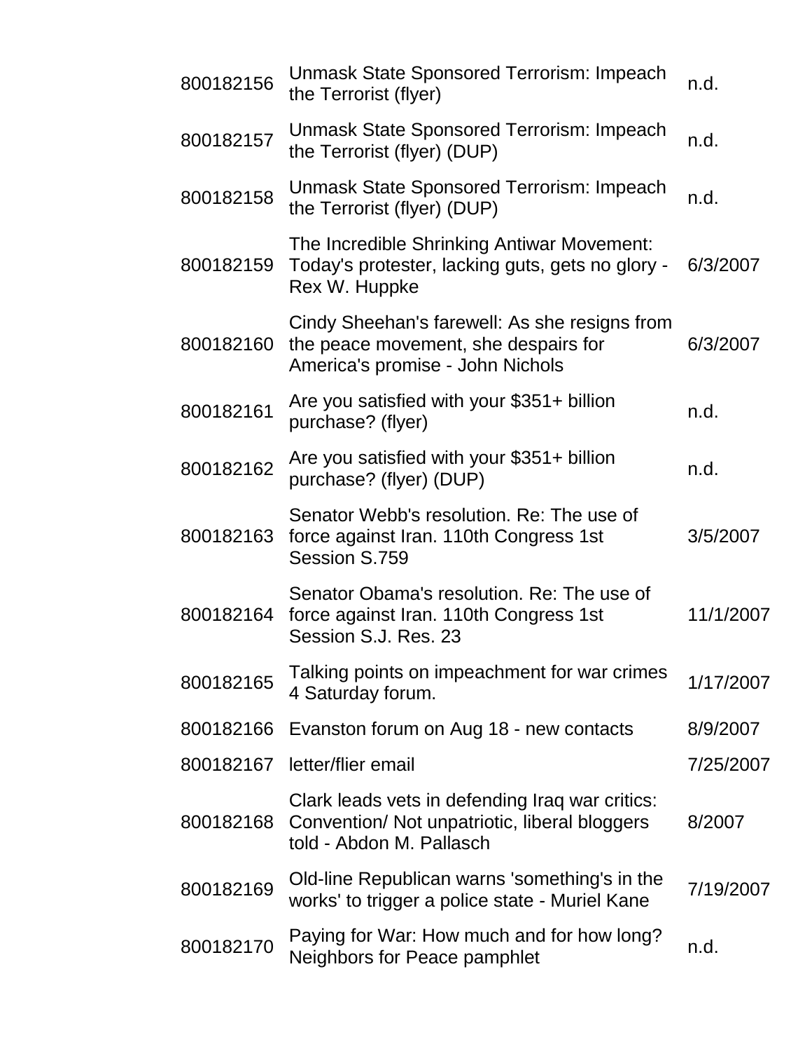| | | |
|---|---|---|
| 800182156 | Unmask State Sponsored Terrorism: Impeach the Terrorist (flyer) | n.d. |
| 800182157 | Unmask State Sponsored Terrorism: Impeach the Terrorist (flyer) (DUP) | n.d. |
| 800182158 | Unmask State Sponsored Terrorism: Impeach the Terrorist (flyer) (DUP) | n.d. |
| 800182159 | The Incredible Shrinking Antiwar Movement: Today's protester, lacking guts, gets no glory - Rex W. Huppke | 6/3/2007 |
| 800182160 | Cindy Sheehan's farewell: As she resigns from the peace movement, she despairs for America's promise - John Nichols | 6/3/2007 |
| 800182161 | Are you satisfied with your $351+ billion purchase? (flyer) | n.d. |
| 800182162 | Are you satisfied with your $351+ billion purchase? (flyer) (DUP) | n.d. |
| 800182163 | Senator Webb's resolution. Re: The use of force against Iran. 110th Congress 1st Session S.759 | 3/5/2007 |
| 800182164 | Senator Obama's resolution. Re: The use of force against Iran. 110th Congress 1st Session S.J. Res. 23 | 11/1/2007 |
| 800182165 | Talking points on impeachment for war crimes 4 Saturday forum. | 1/17/2007 |
| 800182166 | Evanston forum on Aug 18 - new contacts | 8/9/2007 |
| 800182167 | letter/flier email | 7/25/2007 |
| 800182168 | Clark leads vets in defending Iraq war critics: Convention/ Not unpatriotic, liberal bloggers told - Abdon M. Pallasch | 8/2007 |
| 800182169 | Old-line Republican warns 'something's in the works' to trigger a police state - Muriel Kane | 7/19/2007 |
| 800182170 | Paying for War: How much and for how long? Neighbors for Peace pamphlet | n.d. |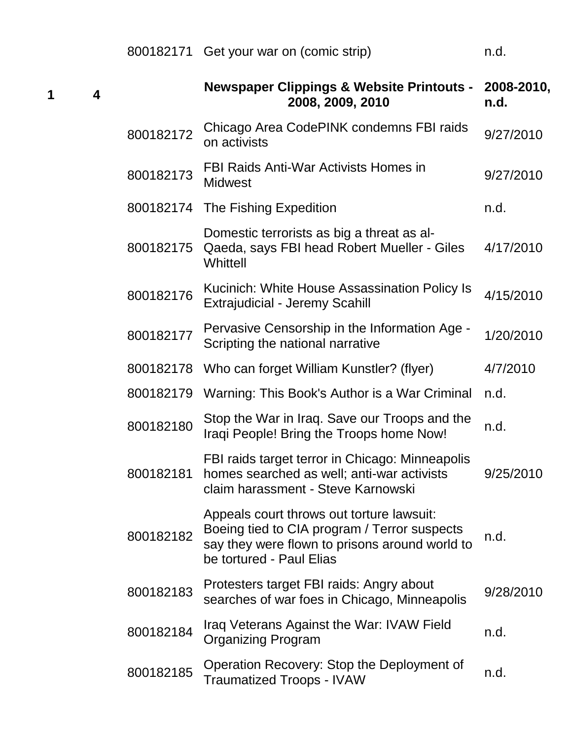| | | | | |
|---|---|---|---|---|
| | | 800182171 | Get your war on (comic strip) | n.d. |
| **1** | **4** | | **Newspaper Clippings & Website Printouts - 2008, 2009, 2010** | **2008-2010, n.d.** |
| | | 800182172 | Chicago Area CodePINK condemns FBI raids on activists | 9/27/2010 |
| | | 800182173 | FBI Raids Anti-War Activists Homes in Midwest | 9/27/2010 |
| | | 800182174 | The Fishing Expedition | n.d. |
| | | 800182175 | Domestic terrorists as big a threat as al-Qaeda, says FBI head Robert Mueller - Giles Whittell | 4/17/2010 |
| | | 800182176 | Kucinich: White House Assassination Policy Is Extrajudicial - Jeremy Scahill | 4/15/2010 |
| | | 800182177 | Pervasive Censorship in the Information Age - Scripting the national narrative | 1/20/2010 |
| | | 800182178 | Who can forget William Kunstler? (flyer) | 4/7/2010 |
| | | 800182179 | Warning: This Book's Author is a War Criminal | n.d. |
| | | 800182180 | Stop the War in Iraq. Save our Troops and the Iraqi People! Bring the Troops home Now! | n.d. |
| | | 800182181 | FBI raids target terror in Chicago: Minneapolis homes searched as well; anti-war activists claim harassment - Steve Karnowski | 9/25/2010 |
| | | 800182182 | Appeals court throws out torture lawsuit: Boeing tied to CIA program / Terror suspects say they were flown to prisons around world to be tortured - Paul Elias | n.d. |
| | | 800182183 | Protesters target FBI raids: Angry about searches of war foes in Chicago, Minneapolis | 9/28/2010 |
| | | 800182184 | Iraq Veterans Against the War: IVAW Field Organizing Program | n.d. |
| | | 800182185 | Operation Recovery: Stop the Deployment of Traumatized Troops - IVAW | n.d. |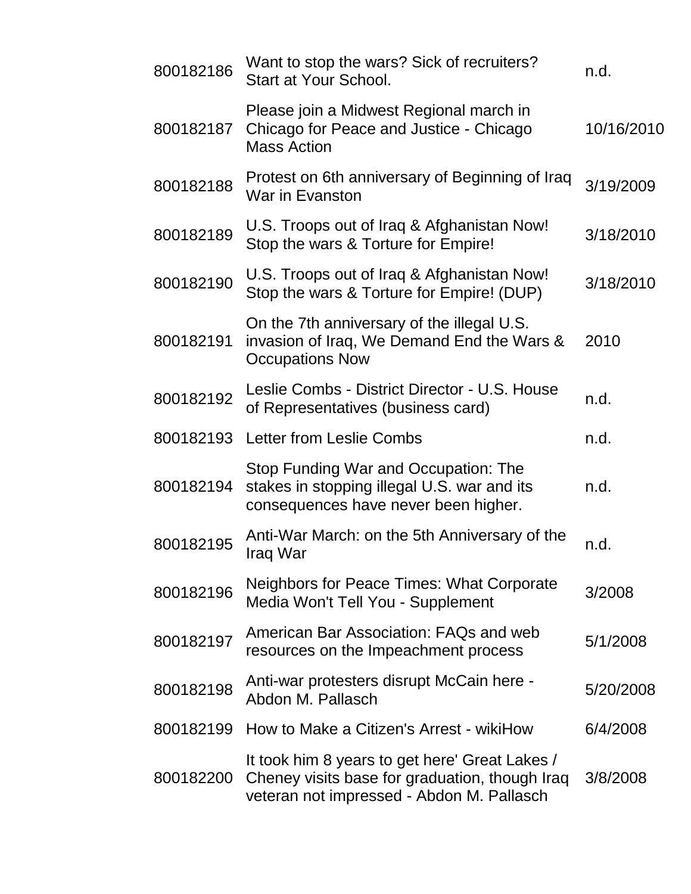| | | |
|---|---|---|
| 800182186 | Want to stop the wars? Sick of recruiters? Start at Your School. | n.d. |
| 800182187 | Please join a Midwest Regional march in Chicago for Peace and Justice - Chicago Mass Action | 10/16/2010 |
| 800182188 | Protest on 6th anniversary of Beginning of Iraq War in Evanston | 3/19/2009 |
| 800182189 | U.S. Troops out of Iraq & Afghanistan Now! Stop the wars & Torture for Empire! | 3/18/2010 |
| 800182190 | U.S. Troops out of Iraq & Afghanistan Now! Stop the wars & Torture for Empire! (DUP) | 3/18/2010 |
| 800182191 | On the 7th anniversary of the illegal U.S. invasion of Iraq, We Demand End the Wars & Occupations Now | 2010 |
| 800182192 | Leslie Combs - District Director - U.S. House of Representatives (business card) | n.d. |
| 800182193 | Letter from Leslie Combs | n.d. |
| 800182194 | Stop Funding War and Occupation: The stakes in stopping illegal U.S. war and its consequences have never been higher. | n.d. |
| 800182195 | Anti-War March: on the 5th Anniversary of the Iraq War | n.d. |
| 800182196 | Neighbors for Peace Times: What Corporate Media Won't Tell You - Supplement | 3/2008 |
| 800182197 | American Bar Association: FAQs and web resources on the Impeachment process | 5/1/2008 |
| 800182198 | Anti-war protesters disrupt McCain here - Abdon M. Pallasch | 5/20/2008 |
| 800182199 | How to Make a Citizen's Arrest - wikiHow | 6/4/2008 |
| 800182200 | It took him 8 years to get here' Great Lakes / Cheney visits base for graduation, though Iraq veteran not impressed - Abdon M. Pallasch | 3/8/2008 |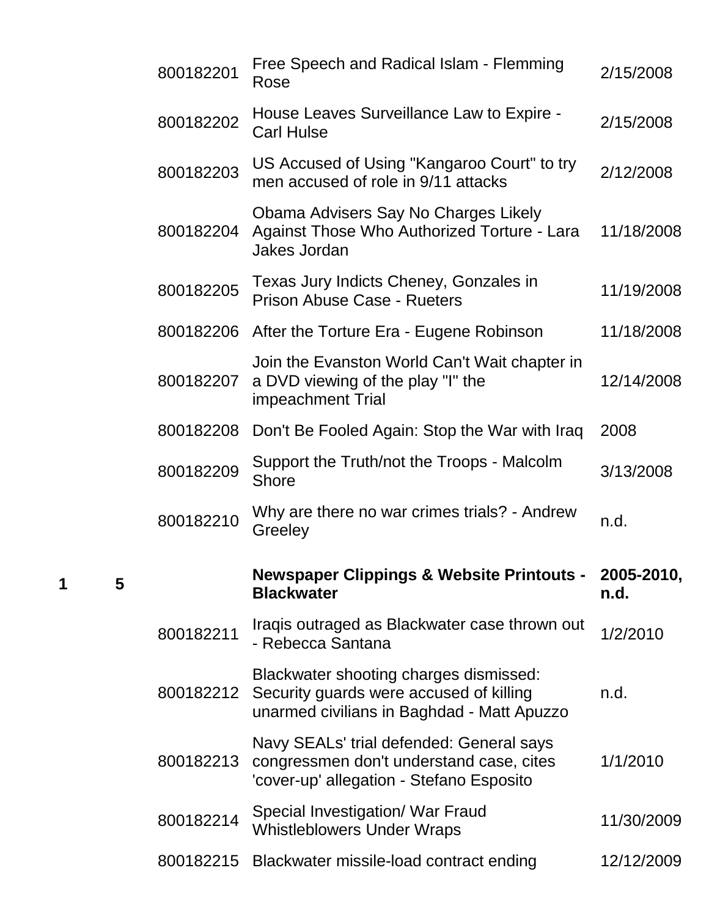| Box | Folder | ID | Title | Date |
|---|---|---|---|---|
| | | 800182201 | Free Speech and Radical Islam - Flemming Rose | 2/15/2008 |
| | | 800182202 | House Leaves Surveillance Law to Expire - Carl Hulse | 2/15/2008 |
| | | 800182203 | US Accused of Using "Kangaroo Court" to try men accused of role in 9/11 attacks | 2/12/2008 |
| | | 800182204 | Obama Advisers Say No Charges Likely Against Those Who Authorized Torture - Lara Jakes Jordan | 11/18/2008 |
| | | 800182205 | Texas Jury Indicts Cheney, Gonzales in Prison Abuse Case - Rueters | 11/19/2008 |
| | | 800182206 | After the Torture Era - Eugene Robinson | 11/18/2008 |
| | | 800182207 | Join the Evanston World Can't Wait chapter in a DVD viewing of the play "I" the impeachment Trial | 12/14/2008 |
| | | 800182208 | Don't Be Fooled Again: Stop the War with Iraq | 2008 |
| | | 800182209 | Support the Truth/not the Troops - Malcolm Shore | 3/13/2008 |
| | | 800182210 | Why are there no war crimes trials? - Andrew Greeley | n.d. |
| **1** | **5** | | **Newspaper Clippings & Website Printouts - Blackwater** | **2005-2010, n.d.** |
| | | 800182211 | Iraqis outraged as Blackwater case thrown out - Rebecca Santana | 1/2/2010 |
| | | 800182212 | Blackwater shooting charges dismissed: Security guards were accused of killing unarmed civilians in Baghdad - Matt Apuzzo | n.d. |
| | | 800182213 | Navy SEALs' trial defended: General says congressmen don't understand case, cites 'cover-up' allegation - Stefano Esposito | 1/1/2010 |
| | | 800182214 | Special Investigation/ War Fraud Whistleblowers Under Wraps | 11/30/2009 |
| | | 800182215 | Blackwater missile-load contract ending | 12/12/2009 |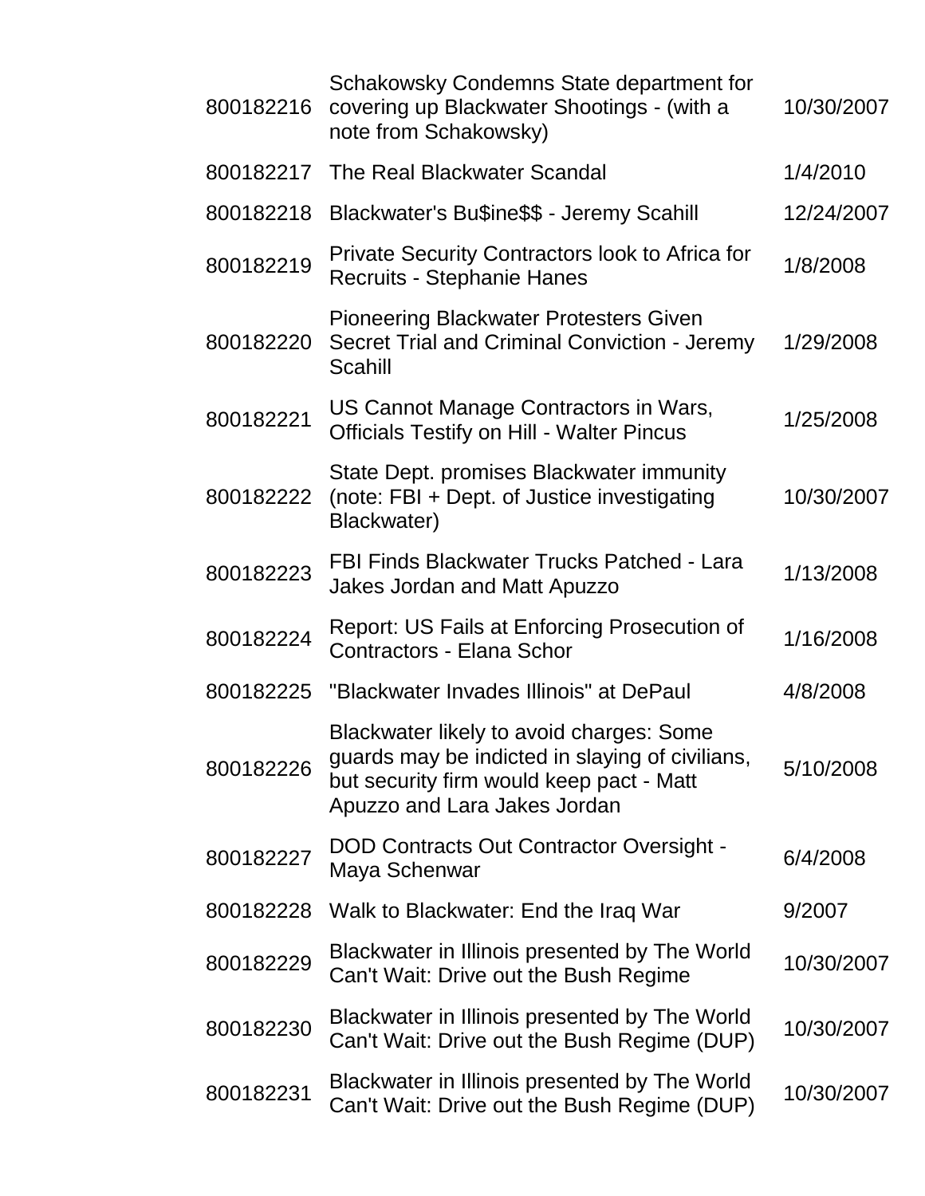| | | |
|---|---|---|
| 800182216 | Schakowsky Condemns State department for covering up Blackwater Shootings - (with a note from Schakowsky) | 10/30/2007 |
| 800182217 | The Real Blackwater Scandal | 1/4/2010 |
| 800182218 | Blackwater's Bu$ine$$ - Jeremy Scahill | 12/24/2007 |
| 800182219 | Private Security Contractors look to Africa for Recruits - Stephanie Hanes | 1/8/2008 |
| 800182220 | Pioneering Blackwater Protesters Given Secret Trial and Criminal Conviction - Jeremy Scahill | 1/29/2008 |
| 800182221 | US Cannot Manage Contractors in Wars, Officials Testify on Hill - Walter Pincus | 1/25/2008 |
| 800182222 | State Dept. promises Blackwater immunity (note: FBI + Dept. of Justice investigating Blackwater) | 10/30/2007 |
| 800182223 | FBI Finds Blackwater Trucks Patched - Lara Jakes Jordan and Matt Apuzzo | 1/13/2008 |
| 800182224 | Report: US Fails at Enforcing Prosecution of Contractors - Elana Schor | 1/16/2008 |
| 800182225 | "Blackwater Invades Illinois" at DePaul | 4/8/2008 |
| 800182226 | Blackwater likely to avoid charges: Some guards may be indicted in slaying of civilians, but security firm would keep pact - Matt Apuzzo and Lara Jakes Jordan | 5/10/2008 |
| 800182227 | DOD Contracts Out Contractor Oversight - Maya Schenwar | 6/4/2008 |
| 800182228 | Walk to Blackwater: End the Iraq War | 9/2007 |
| 800182229 | Blackwater in Illinois presented by The World Can't Wait: Drive out the Bush Regime | 10/30/2007 |
| 800182230 | Blackwater in Illinois presented by The World Can't Wait: Drive out the Bush Regime (DUP) | 10/30/2007 |
| 800182231 | Blackwater in Illinois presented by The World Can't Wait: Drive out the Bush Regime (DUP) | 10/30/2007 |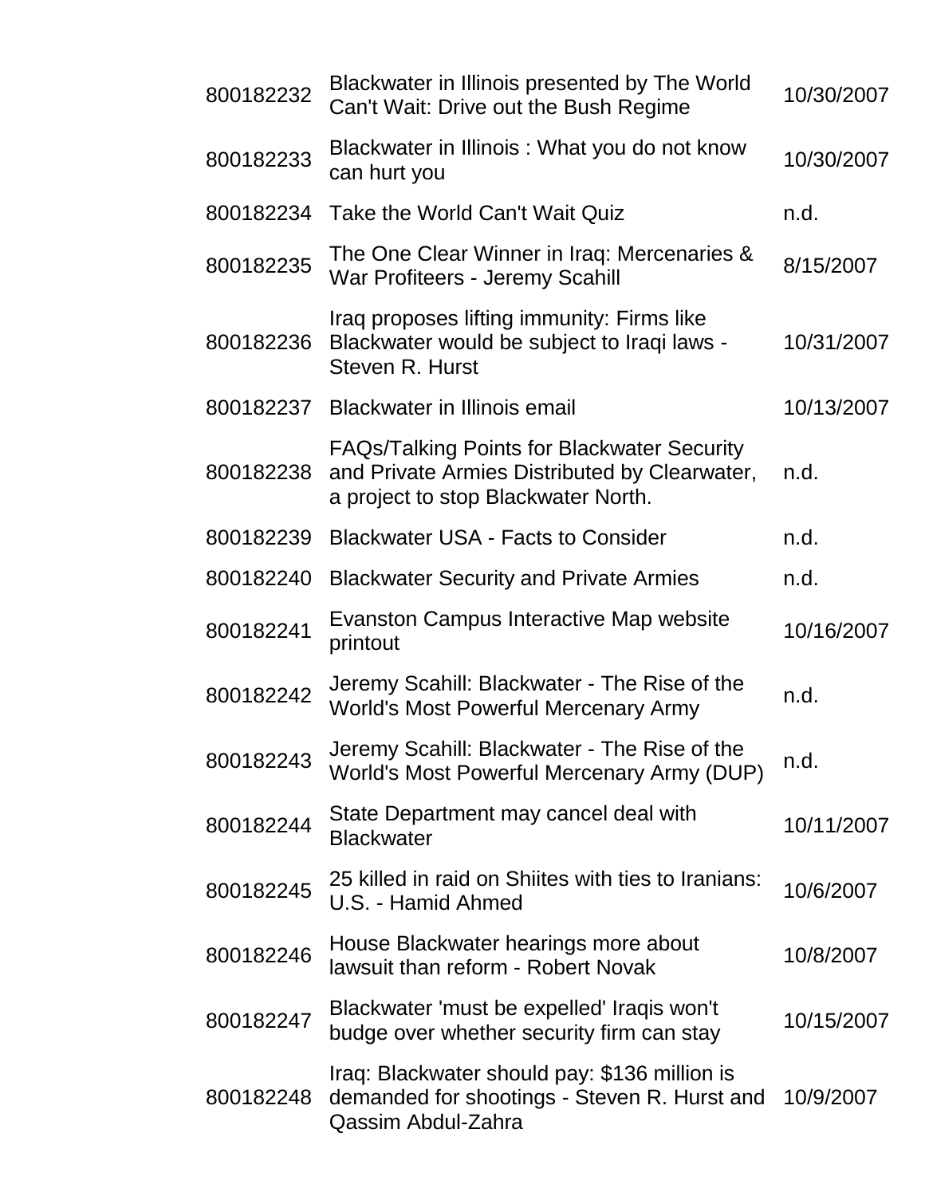| | | |
|---|---|---|
| 800182232 | Blackwater in Illinois presented by The World Can't Wait: Drive out the Bush Regime | 10/30/2007 |
| 800182233 | Blackwater in Illinois : What you do not know can hurt you | 10/30/2007 |
| 800182234 | Take the World Can't Wait Quiz | n.d. |
| 800182235 | The One Clear Winner in Iraq: Mercenaries & War Profiteers - Jeremy Scahill | 8/15/2007 |
| 800182236 | Iraq proposes lifting immunity: Firms like Blackwater would be subject to Iraqi laws - Steven R. Hurst | 10/31/2007 |
| 800182237 | Blackwater in Illinois email | 10/13/2007 |
| 800182238 | FAQs/Talking Points for Blackwater Security and Private Armies Distributed by Clearwater, a project to stop Blackwater North. | n.d. |
| 800182239 | Blackwater USA - Facts to Consider | n.d. |
| 800182240 | Blackwater Security and Private Armies | n.d. |
| 800182241 | Evanston Campus Interactive Map website printout | 10/16/2007 |
| 800182242 | Jeremy Scahill: Blackwater - The Rise of the World's Most Powerful Mercenary Army | n.d. |
| 800182243 | Jeremy Scahill: Blackwater - The Rise of the World's Most Powerful Mercenary Army (DUP) | n.d. |
| 800182244 | State Department may cancel deal with Blackwater | 10/11/2007 |
| 800182245 | 25 killed in raid on Shiites with ties to Iranians: U.S. - Hamid Ahmed | 10/6/2007 |
| 800182246 | House Blackwater hearings more about lawsuit than reform - Robert Novak | 10/8/2007 |
| 800182247 | Blackwater 'must be expelled' Iraqis won't budge over whether security firm can stay | 10/15/2007 |
| 800182248 | Iraq: Blackwater should pay: $136 million is demanded for shootings - Steven R. Hurst and Qassim Abdul-Zahra | 10/9/2007 |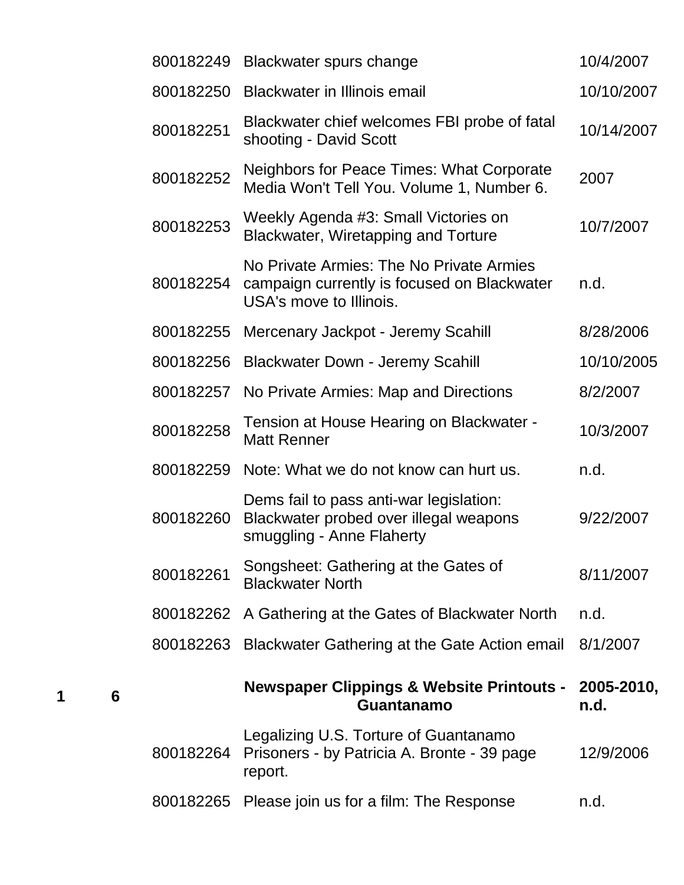| | | | | |
|---|---|---|---|---|
| | | 800182249 | Blackwater spurs change | 10/4/2007 |
| | | 800182250 | Blackwater in Illinois email | 10/10/2007 |
| | | 800182251 | Blackwater chief welcomes FBI probe of fatal shooting - David Scott | 10/14/2007 |
| | | 800182252 | Neighbors for Peace Times: What Corporate Media Won't Tell You. Volume 1, Number 6. | 2007 |
| | | 800182253 | Weekly Agenda #3: Small Victories on Blackwater, Wiretapping and Torture | 10/7/2007 |
| | | 800182254 | No Private Armies: The No Private Armies campaign currently is focused on Blackwater USA's move to Illinois. | n.d. |
| | | 800182255 | Mercenary Jackpot - Jeremy Scahill | 8/28/2006 |
| | | 800182256 | Blackwater Down - Jeremy Scahill | 10/10/2005 |
| | | 800182257 | No Private Armies: Map and Directions | 8/2/2007 |
| | | 800182258 | Tension at House Hearing on Blackwater - Matt Renner | 10/3/2007 |
| | | 800182259 | Note: What we do not know can hurt us. | n.d. |
| | | 800182260 | Dems fail to pass anti-war legislation: Blackwater probed over illegal weapons smuggling - Anne Flaherty | 9/22/2007 |
| | | 800182261 | Songsheet: Gathering at the Gates of Blackwater North | 8/11/2007 |
| | | 800182262 | A Gathering at the Gates of Blackwater North | n.d. |
| | | 800182263 | Blackwater Gathering at the Gate Action email | 8/1/2007 |
| **1** | **6** | | **Newspaper Clippings & Website Printouts - Guantanamo** | **2005-2010, n.d.** |
| | | 800182264 | Legalizing U.S. Torture of Guantanamo Prisoners - by Patricia A. Bronte - 39 page report. | 12/9/2006 |
| | | 800182265 | Please join us for a film: The Response | n.d. |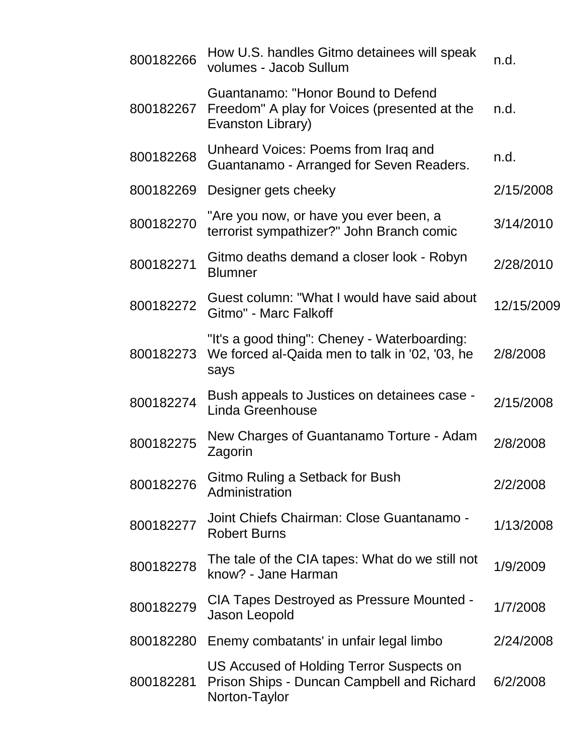| | | |
|---|---|---|
| 800182266 | How U.S. handles Gitmo detainees will speak volumes - Jacob Sullum | n.d. |
| 800182267 | Guantanamo: "Honor Bound to Defend Freedom" A play for Voices (presented at the Evanston Library) | n.d. |
| 800182268 | Unheard Voices: Poems from Iraq and Guantanamo - Arranged for Seven Readers. | n.d. |
| 800182269 | Designer gets cheeky | 2/15/2008 |
| 800182270 | "Are you now, or have you ever been, a terrorist sympathizer?" John Branch comic | 3/14/2010 |
| 800182271 | Gitmo deaths demand a closer look - Robyn Blumner | 2/28/2010 |
| 800182272 | Guest column: "What I would have said about Gitmo" - Marc Falkoff | 12/15/2009 |
| 800182273 | "It's a good thing": Cheney - Waterboarding: We forced al-Qaida men to talk in '02, '03, he says | 2/8/2008 |
| 800182274 | Bush appeals to Justices on detainees case - Linda Greenhouse | 2/15/2008 |
| 800182275 | New Charges of Guantanamo Torture - Adam Zagorin | 2/8/2008 |
| 800182276 | Gitmo Ruling a Setback for Bush Administration | 2/2/2008 |
| 800182277 | Joint Chiefs Chairman: Close Guantanamo - Robert Burns | 1/13/2008 |
| 800182278 | The tale of the CIA tapes: What do we still not know? - Jane Harman | 1/9/2009 |
| 800182279 | CIA Tapes Destroyed as Pressure Mounted - Jason Leopold | 1/7/2008 |
| 800182280 | Enemy combatants' in unfair legal limbo | 2/24/2008 |
| 800182281 | US Accused of Holding Terror Suspects on Prison Ships - Duncan Campbell and Richard Norton-Taylor | 6/2/2008 |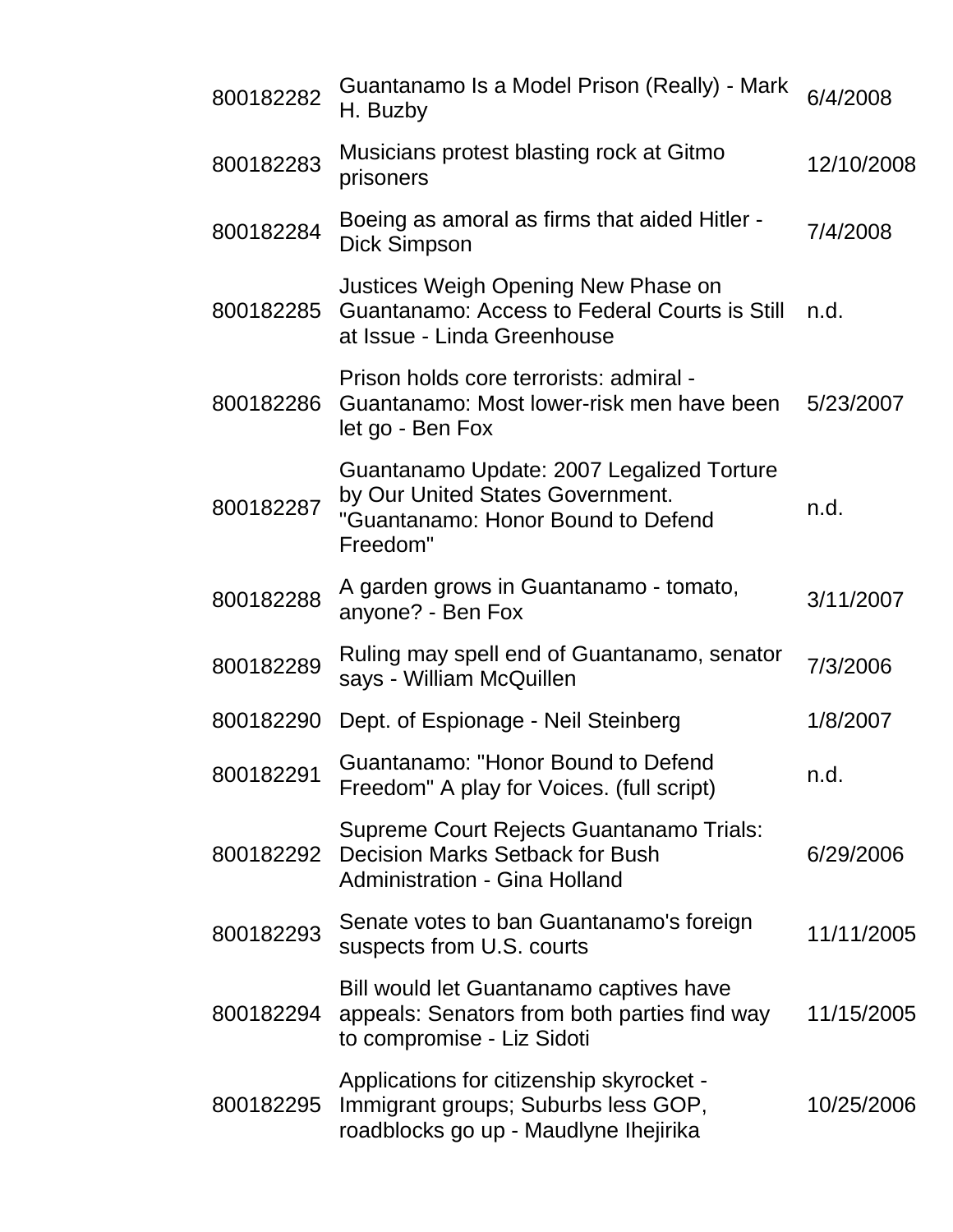| | | |
|---|---|---|
| 800182282 | Guantanamo Is a Model Prison (Really) - Mark H. Buzby | 6/4/2008 |
| 800182283 | Musicians protest blasting rock at Gitmo prisoners | 12/10/2008 |
| 800182284 | Boeing as amoral as firms that aided Hitler - Dick Simpson | 7/4/2008 |
| 800182285 | Justices Weigh Opening New Phase on Guantanamo: Access to Federal Courts is Still at Issue - Linda Greenhouse | n.d. |
| 800182286 | Prison holds core terrorists: admiral - Guantanamo: Most lower-risk men have been let go - Ben Fox | 5/23/2007 |
| 800182287 | Guantanamo Update: 2007 Legalized Torture by Our United States Government. "Guantanamo: Honor Bound to Defend Freedom" | n.d. |
| 800182288 | A garden grows in Guantanamo - tomato, anyone? - Ben Fox | 3/11/2007 |
| 800182289 | Ruling may spell end of Guantanamo, senator says - William McQuillen | 7/3/2006 |
| 800182290 | Dept. of Espionage - Neil Steinberg | 1/8/2007 |
| 800182291 | Guantanamo: "Honor Bound to Defend Freedom" A play for Voices. (full script) | n.d. |
| 800182292 | Supreme Court Rejects Guantanamo Trials: Decision Marks Setback for Bush Administration - Gina Holland | 6/29/2006 |
| 800182293 | Senate votes to ban Guantanamo's foreign suspects from U.S. courts | 11/11/2005 |
| 800182294 | Bill would let Guantanamo captives have appeals: Senators from both parties find way to compromise - Liz Sidoti | 11/15/2005 |
| 800182295 | Applications for citizenship skyrocket - Immigrant groups; Suburbs less GOP, roadblocks go up - Maudlyne Ihejirika | 10/25/2006 |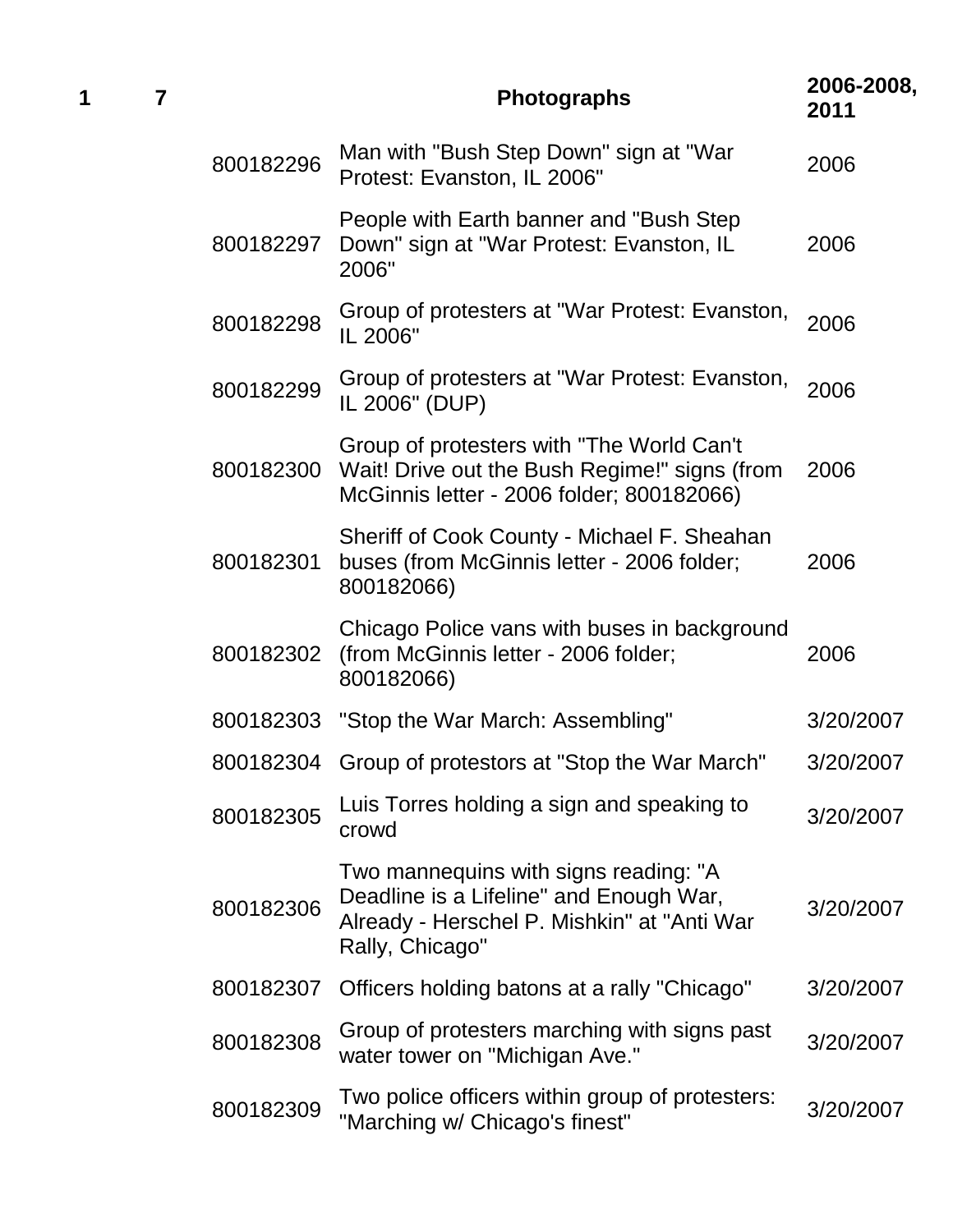| | | | | |
|---|---|---|---|---|
| 1 | 7 | | **Photographs** | **2006-2008, 2011** |
| | | 800182296 | Man with "Bush Step Down" sign at "War Protest: Evanston, IL 2006" | 2006 |
| | | 800182297 | People with Earth banner and "Bush Step Down" sign at "War Protest: Evanston, IL 2006" | 2006 |
| | | 800182298 | Group of protesters at "War Protest: Evanston, IL 2006" | 2006 |
| | | 800182299 | Group of protesters at "War Protest: Evanston, IL 2006" (DUP) | 2006 |
| | | 800182300 | Group of protesters with "The World Can't Wait! Drive out the Bush Regime!" signs (from McGinnis letter - 2006 folder; 800182066) | 2006 |
| | | 800182301 | Sheriff of Cook County - Michael F. Sheahan buses (from McGinnis letter - 2006 folder; 800182066) | 2006 |
| | | 800182302 | Chicago Police vans with buses in background (from McGinnis letter - 2006 folder; 800182066) | 2006 |
| | | 800182303 | "Stop the War March: Assembling" | 3/20/2007 |
| | | 800182304 | Group of protestors at "Stop the War March" | 3/20/2007 |
| | | 800182305 | Luis Torres holding a sign and speaking to crowd | 3/20/2007 |
| | | 800182306 | Two mannequins with signs reading: "A Deadline is a Lifeline" and Enough War, Already - Herschel P. Mishkin" at "Anti War Rally, Chicago" | 3/20/2007 |
| | | 800182307 | Officers holding batons at a rally "Chicago" | 3/20/2007 |
| | | 800182308 | Group of protesters marching with signs past water tower on "Michigan Ave." | 3/20/2007 |
| | | 800182309 | Two police officers within group of protesters: "Marching w/ Chicago's finest" | 3/20/2007 |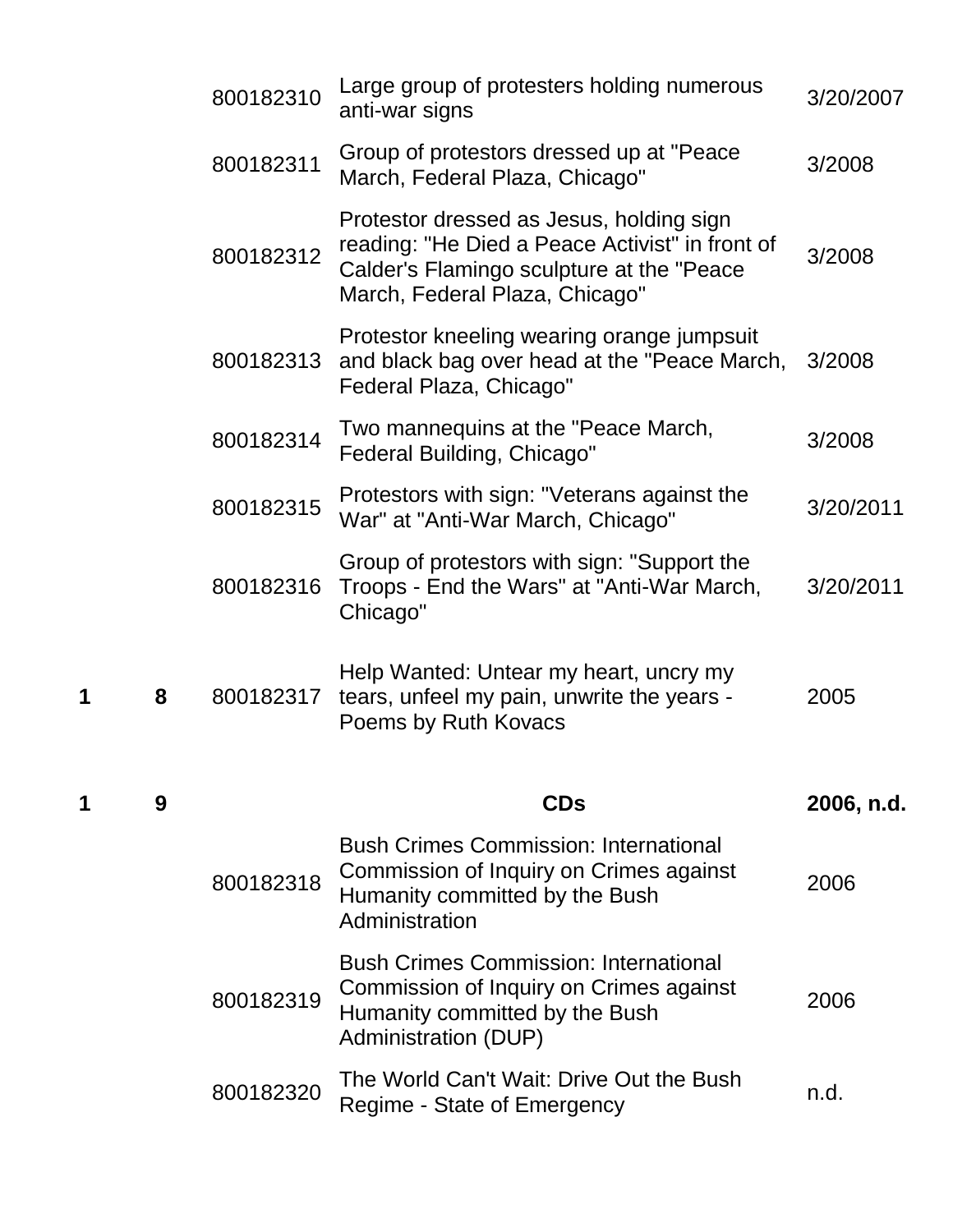| Box | Folder | ID | Description | Date |
|---|---|---|---|---|
| | | 800182310 | Large group of protesters holding numerous anti-war signs | 3/20/2007 |
| | | 800182311 | Group of protestors dressed up at "Peace March, Federal Plaza, Chicago" | 3/2008 |
| | | 800182312 | Protestor dressed as Jesus, holding sign reading: "He Died a Peace Activist" in front of Calder's Flamingo sculpture at the "Peace March, Federal Plaza, Chicago" | 3/2008 |
| | | 800182313 | Protestor kneeling wearing orange jumpsuit and black bag over head at the "Peace March, Federal Plaza, Chicago" | 3/2008 |
| | | 800182314 | Two mannequins at the "Peace March, Federal Building, Chicago" | 3/2008 |
| | | 800182315 | Protestors with sign: "Veterans against the War" at "Anti-War March, Chicago" | 3/20/2011 |
| | | 800182316 | Group of protestors with sign: "Support the Troops - End the Wars" at "Anti-War March, Chicago" | 3/20/2011 |
| **1** | **8** | 800182317 | Help Wanted: Untear my heart, uncry my tears, unfeel my pain, unwrite the years - Poems by Ruth Kovacs | 2005 |
| **1** | **9** | | **CDs** | **2006, n.d.** |
| | | 800182318 | Bush Crimes Commission: International Commission of Inquiry on Crimes against Humanity committed by the Bush Administration | 2006 |
| | | 800182319 | Bush Crimes Commission: International Commission of Inquiry on Crimes against Humanity committed by the Bush Administration (DUP) | 2006 |
| | | 800182320 | The World Can't Wait: Drive Out the Bush Regime - State of Emergency | n.d. |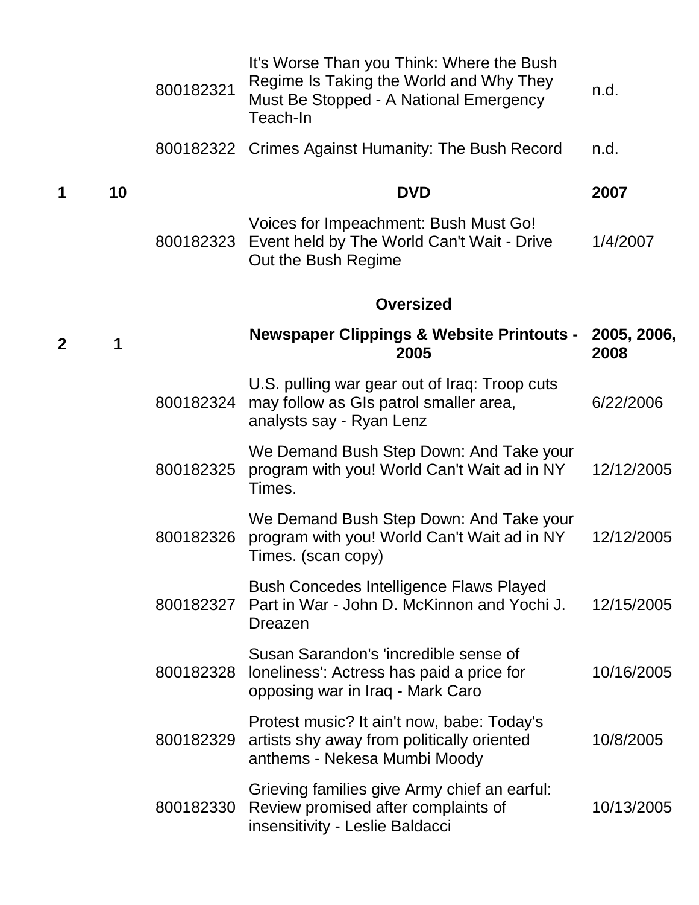| | | | | |
|---|---|---|---|---|
| | | 800182321 | It's Worse Than you Think: Where the Bush Regime Is Taking the World and Why They Must Be Stopped - A National Emergency Teach-In | n.d. |
| | | 800182322 | Crimes Against Humanity: The Bush Record | n.d. |
| **1** | **10** | | **DVD** | **2007** |
| | | 800182323 | Voices for Impeachment: Bush Must Go! Event held by The World Can't Wait - Drive Out the Bush Regime | 1/4/2007 |
| | | | **Oversized** | |
| **2** | **1** | | **Newspaper Clippings & Website Printouts - 2005** | **2005, 2006, 2008** |
| | | 800182324 | U.S. pulling war gear out of Iraq: Troop cuts may follow as GIs patrol smaller area, analysts say - Ryan Lenz | 6/22/2006 |
| | | 800182325 | We Demand Bush Step Down: And Take your program with you! World Can't Wait ad in NY Times. | 12/12/2005 |
| | | 800182326 | We Demand Bush Step Down: And Take your program with you! World Can't Wait ad in NY Times. (scan copy) | 12/12/2005 |
| | | 800182327 | Bush Concedes Intelligence Flaws Played Part in War - John D. McKinnon and Yochi J. Dreazen | 12/15/2005 |
| | | 800182328 | Susan Sarandon's 'incredible sense of loneliness': Actress has paid a price for opposing war in Iraq - Mark Caro | 10/16/2005 |
| | | 800182329 | Protest music? It ain't now, babe: Today's artists shy away from politically oriented anthems - Nekesa Mumbi Moody | 10/8/2005 |
| | | 800182330 | Grieving families give Army chief an earful: Review promised after complaints of insensitivity - Leslie Baldacci | 10/13/2005 |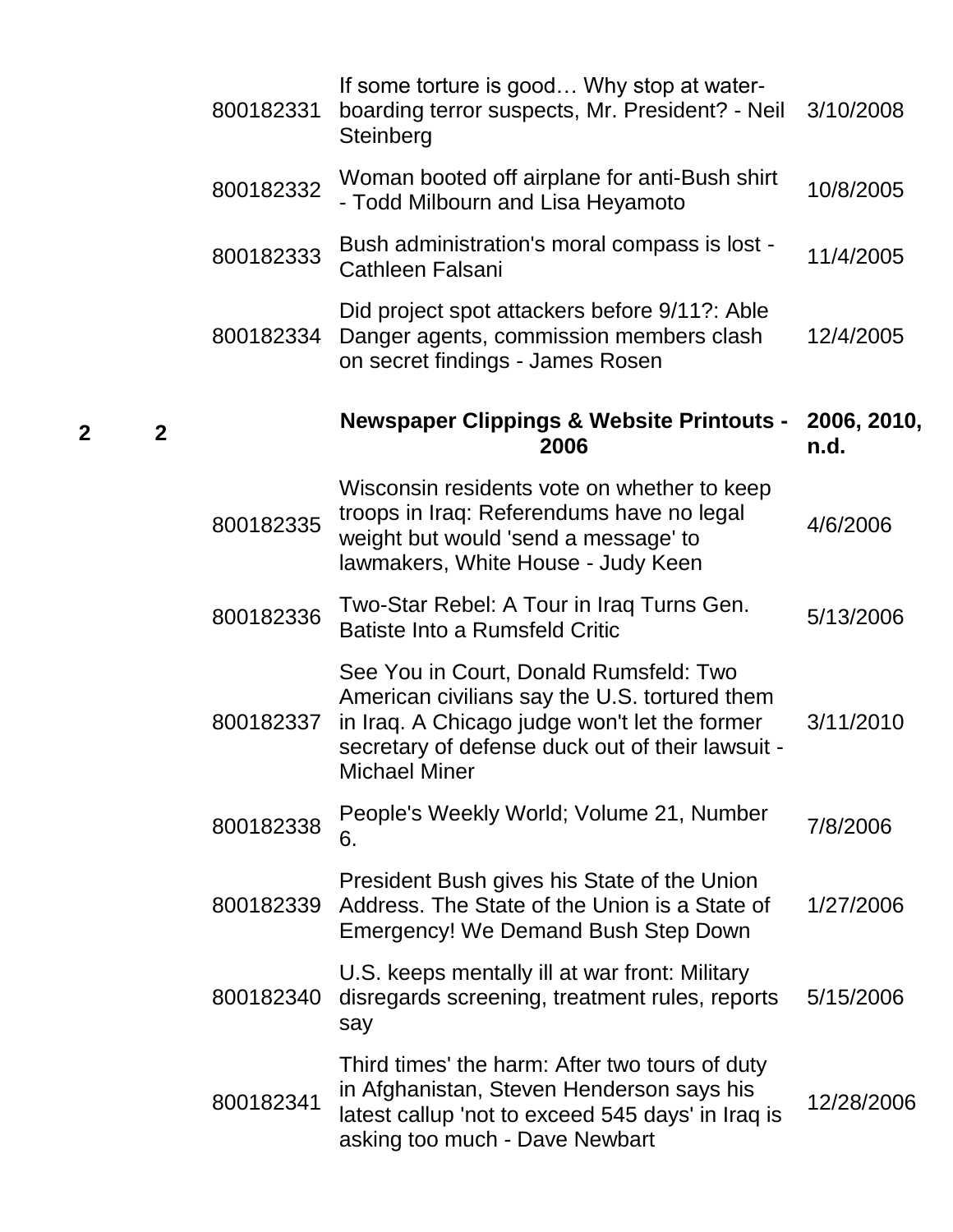| Box | Folder | ID | Title | Date |
|---|---|---|---|---|
| | | 800182331 | If some torture is good… Why stop at water-boarding terror suspects, Mr. President? - Neil Steinberg | 3/10/2008 |
| | | 800182332 | Woman booted off airplane for anti-Bush shirt - Todd Milbourn and Lisa Heyamoto | 10/8/2005 |
| | | 800182333 | Bush administration's moral compass is lost - Cathleen Falsani | 11/4/2005 |
| | | 800182334 | Did project spot attackers before 9/11?: Able Danger agents, commission members clash on secret findings - James Rosen | 12/4/2005 |
| **2** | **2** | | **Newspaper Clippings & Website Printouts - 2006** | **2006, 2010, n.d.** |
| | | 800182335 | Wisconsin residents vote on whether to keep troops in Iraq: Referendums have no legal weight but would 'send a message' to lawmakers, White House - Judy Keen | 4/6/2006 |
| | | 800182336 | Two-Star Rebel: A Tour in Iraq Turns Gen. Batiste Into a Rumsfeld Critic | 5/13/2006 |
| | | 800182337 | See You in Court, Donald Rumsfeld: Two American civilians say the U.S. tortured them in Iraq. A Chicago judge won't let the former secretary of defense duck out of their lawsuit - Michael Miner | 3/11/2010 |
| | | 800182338 | People's Weekly World; Volume 21, Number 6. | 7/8/2006 |
| | | 800182339 | President Bush gives his State of the Union Address. The State of the Union is a State of Emergency! We Demand Bush Step Down | 1/27/2006 |
| | | 800182340 | U.S. keeps mentally ill at war front: Military disregards screening, treatment rules, reports say | 5/15/2006 |
| | | 800182341 | Third times' the harm: After two tours of duty in Afghanistan, Steven Henderson says his latest callup 'not to exceed 545 days' in Iraq is asking too much - Dave Newbart | 12/28/2006 |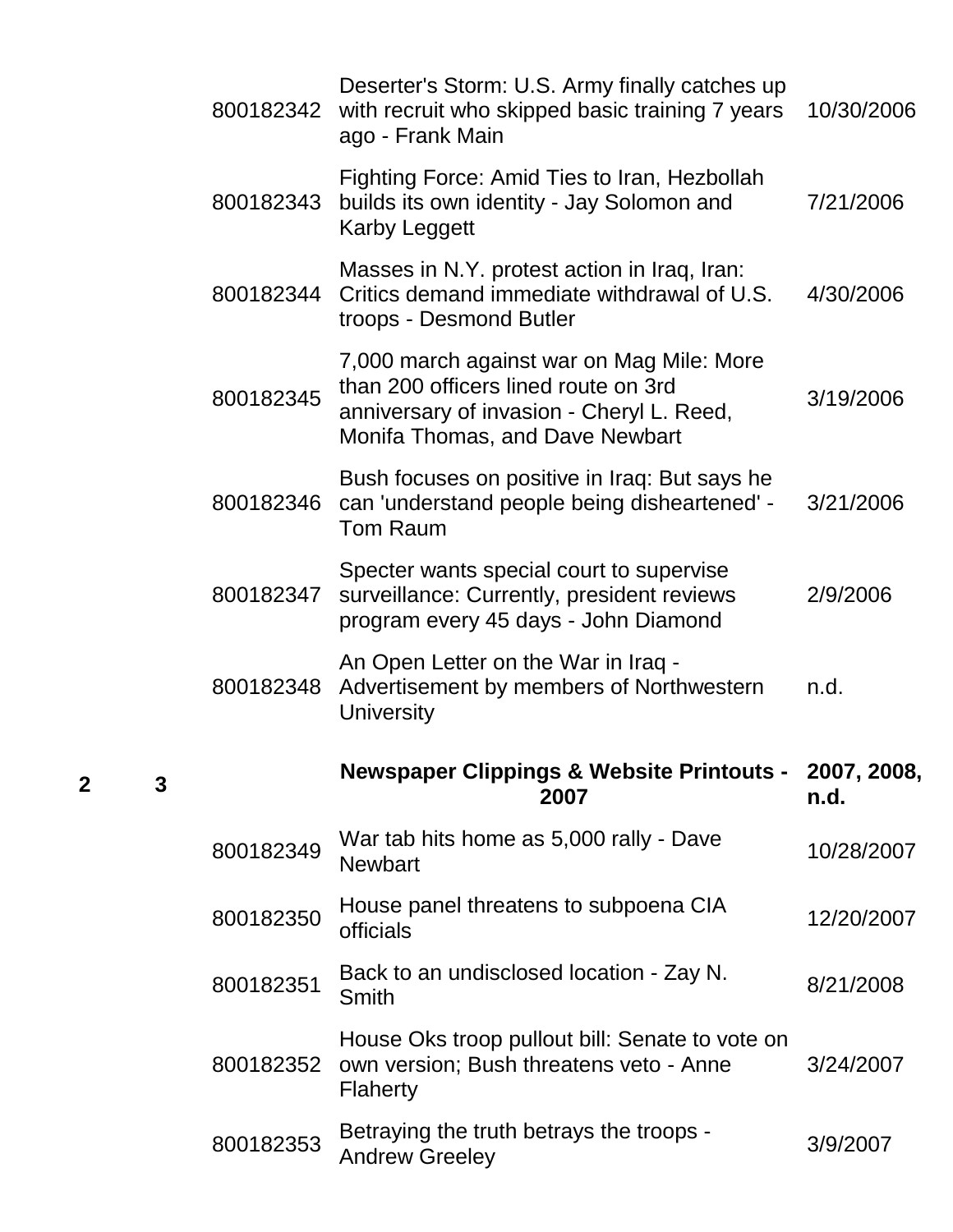| | | | | |
|---|---|---|---|---|
| | | 800182342 | Deserter's Storm: U.S. Army finally catches up with recruit who skipped basic training 7 years ago - Frank Main | 10/30/2006 |
| | | 800182343 | Fighting Force: Amid Ties to Iran, Hezbollah builds its own identity - Jay Solomon and Karby Leggett | 7/21/2006 |
| | | 800182344 | Masses in N.Y. protest action in Iraq, Iran: Critics demand immediate withdrawal of U.S. troops - Desmond Butler | 4/30/2006 |
| | | 800182345 | 7,000 march against war on Mag Mile: More than 200 officers lined route on 3rd anniversary of invasion - Cheryl L. Reed, Monifa Thomas, and Dave Newbart | 3/19/2006 |
| | | 800182346 | Bush focuses on positive in Iraq: But says he can 'understand people being disheartened' - Tom Raum | 3/21/2006 |
| | | 800182347 | Specter wants special court to supervise surveillance: Currently, president reviews program every 45 days - John Diamond | 2/9/2006 |
| | | 800182348 | An Open Letter on the War in Iraq - Advertisement by members of Northwestern University | n.d. |
| **2** | **3** | | **Newspaper Clippings & Website Printouts - 2007** | **2007, 2008, n.d.** |
| | | 800182349 | War tab hits home as 5,000 rally - Dave Newbart | 10/28/2007 |
| | | 800182350 | House panel threatens to subpoena CIA officials | 12/20/2007 |
| | | 800182351 | Back to an undisclosed location - Zay N. Smith | 8/21/2008 |
| | | 800182352 | House Oks troop pullout bill: Senate to vote on own version; Bush threatens veto - Anne Flaherty | 3/24/2007 |
| | | 800182353 | Betraying the truth betrays the troops - Andrew Greeley | 3/9/2007 |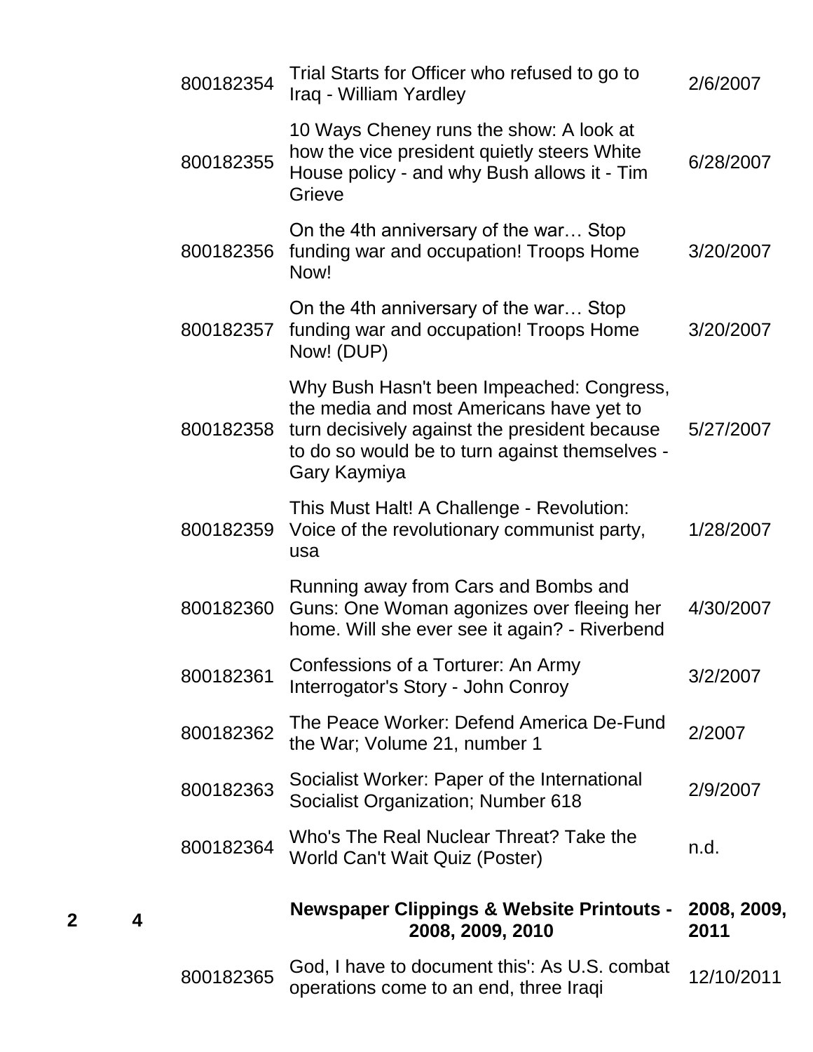| | | | | |
|---|---|---|---|---|
| | | 800182354 | Trial Starts for Officer who refused to go to Iraq - William Yardley | 2/6/2007 |
| | | 800182355 | 10 Ways Cheney runs the show: A look at how the vice president quietly steers White House policy - and why Bush allows it - Tim Grieve | 6/28/2007 |
| | | 800182356 | On the 4th anniversary of the war… Stop funding war and occupation! Troops Home Now! | 3/20/2007 |
| | | 800182357 | On the 4th anniversary of the war… Stop funding war and occupation! Troops Home Now! (DUP) | 3/20/2007 |
| | | 800182358 | Why Bush Hasn't been Impeached: Congress, the media and most Americans have yet to turn decisively against the president because to do so would be to turn against themselves - Gary Kaymiya | 5/27/2007 |
| | | 800182359 | This Must Halt! A Challenge - Revolution: Voice of the revolutionary communist party, usa | 1/28/2007 |
| | | 800182360 | Running away from Cars and Bombs and Guns: One Woman agonizes over fleeing her home. Will she ever see it again? - Riverbend | 4/30/2007 |
| | | 800182361 | Confessions of a Torturer: An Army Interrogator's Story - John Conroy | 3/2/2007 |
| | | 800182362 | The Peace Worker: Defend America De-Fund the War; Volume 21, number 1 | 2/2007 |
| | | 800182363 | Socialist Worker: Paper of the International Socialist Organization; Number 618 | 2/9/2007 |
| | | 800182364 | Who's The Real Nuclear Threat? Take the World Can't Wait Quiz (Poster) | n.d. |
| **2** | **4** | | **Newspaper Clippings & Website Printouts - 2008, 2009, 2010** | **2008, 2009, 2011** |
| | | 800182365 | God, I have to document this': As U.S. combat operations come to an end, three Iraqi | 12/10/2011 |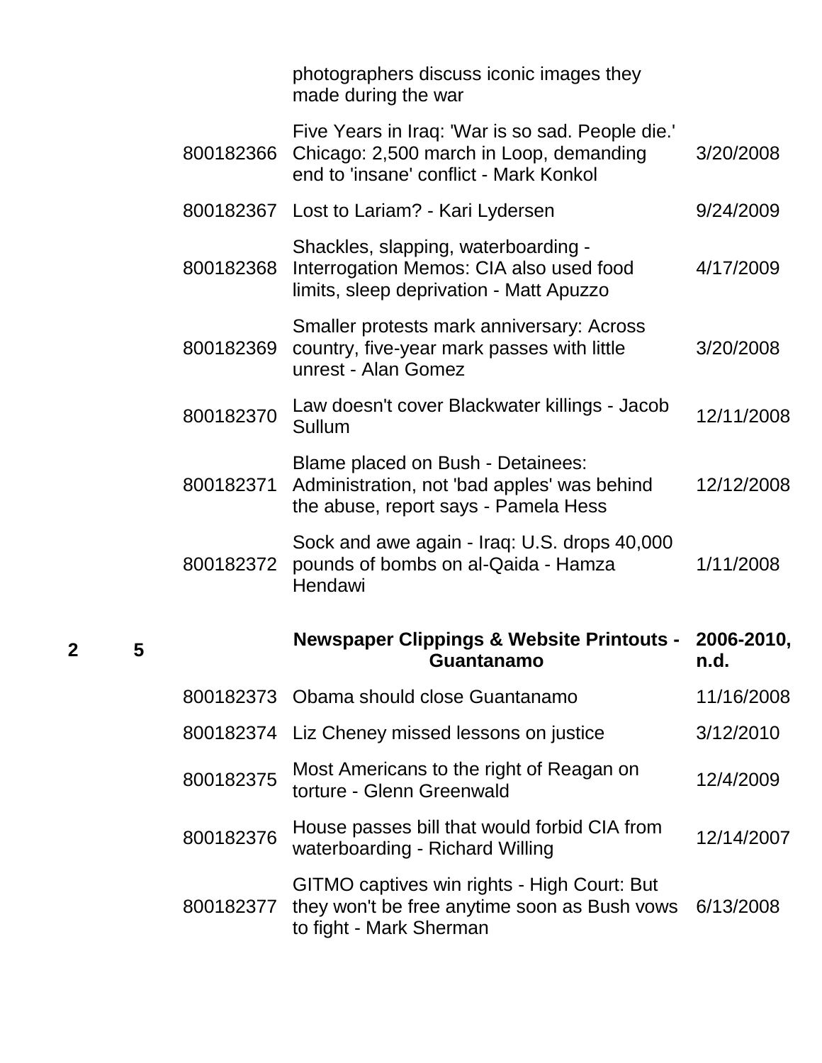| Box | Folder | ID | Title | Date |
|---|---|---|---|---|
| | | | photographers discuss iconic images they made during the war | |
| | | 800182366 | Five Years in Iraq: 'War is so sad. People die.' Chicago: 2,500 march in Loop, demanding end to 'insane' conflict - Mark Konkol | 3/20/2008 |
| | | 800182367 | Lost to Lariam? - Kari Lydersen | 9/24/2009 |
| | | 800182368 | Shackles, slapping, waterboarding - Interrogation Memos: CIA also used food limits, sleep deprivation - Matt Apuzzo | 4/17/2009 |
| | | 800182369 | Smaller protests mark anniversary: Across country, five-year mark passes with little unrest - Alan Gomez | 3/20/2008 |
| | | 800182370 | Law doesn't cover Blackwater killings - Jacob Sullum | 12/11/2008 |
| | | 800182371 | Blame placed on Bush - Detainees: Administration, not 'bad apples' was behind the abuse, report says - Pamela Hess | 12/12/2008 |
| | | 800182372 | Sock and awe again - Iraq: U.S. drops 40,000 pounds of bombs on al-Qaida - Hamza Hendawi | 1/11/2008 |
| **2** | **5** | | **Newspaper Clippings & Website Printouts - Guantanamo** | **2006-2010, n.d.** |
| | | 800182373 | Obama should close Guantanamo | 11/16/2008 |
| | | 800182374 | Liz Cheney missed lessons on justice | 3/12/2010 |
| | | 800182375 | Most Americans to the right of Reagan on torture - Glenn Greenwald | 12/4/2009 |
| | | 800182376 | House passes bill that would forbid CIA from waterboarding - Richard Willing | 12/14/2007 |
| | | 800182377 | GITMO captives win rights - High Court: But they won't be free anytime soon as Bush vows to fight - Mark Sherman | 6/13/2008 |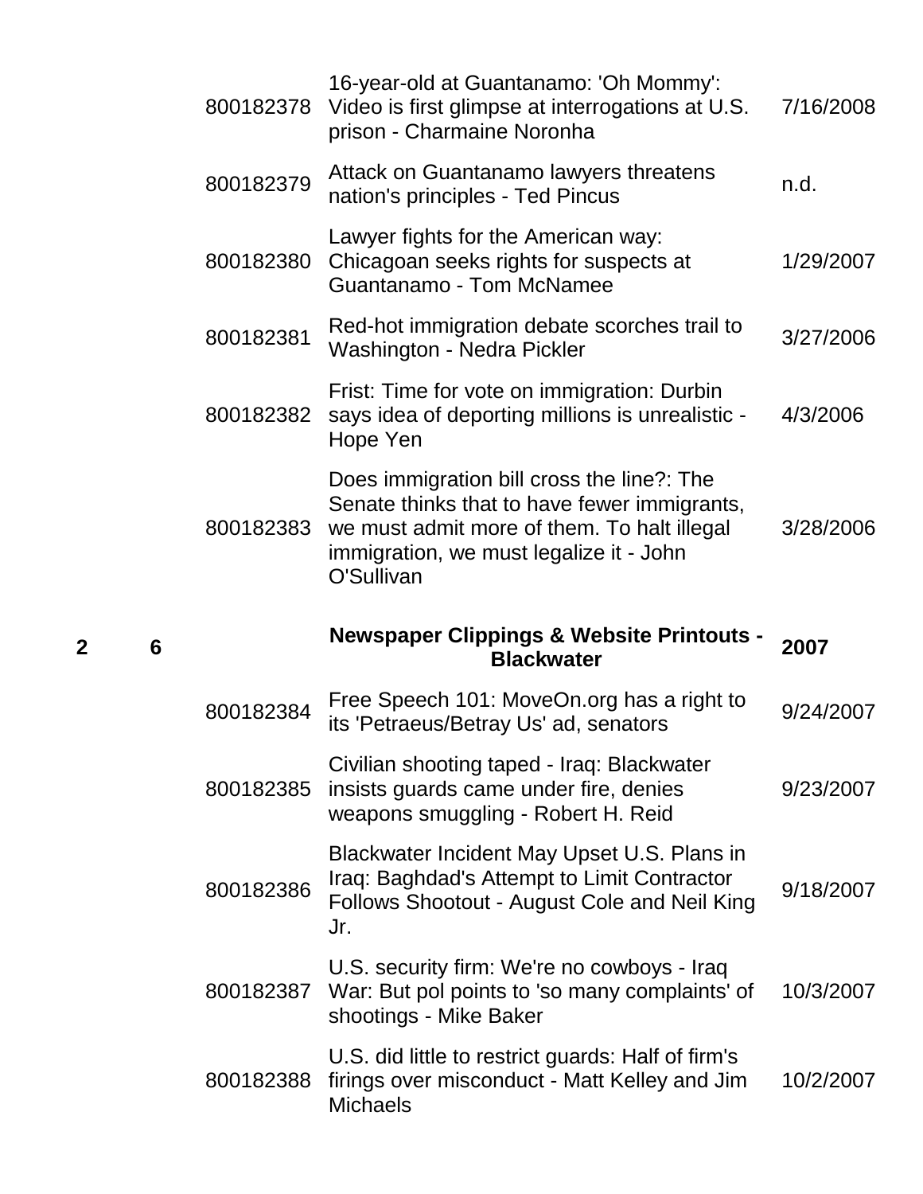| Box | Folder | ID | Title | Date |
|---|---|---|---|---|
| | | 800182378 | 16-year-old at Guantanamo: 'Oh Mommy': Video is first glimpse at interrogations at U.S. prison - Charmaine Noronha | 7/16/2008 |
| | | 800182379 | Attack on Guantanamo lawyers threatens nation's principles - Ted Pincus | n.d. |
| | | 800182380 | Lawyer fights for the American way: Chicagoan seeks rights for suspects at Guantanamo - Tom McNamee | 1/29/2007 |
| | | 800182381 | Red-hot immigration debate scorches trail to Washington - Nedra Pickler | 3/27/2006 |
| | | 800182382 | Frist: Time for vote on immigration: Durbin says idea of deporting millions is unrealistic - Hope Yen | 4/3/2006 |
| | | 800182383 | Does immigration bill cross the line?: The Senate thinks that to have fewer immigrants, we must admit more of them. To halt illegal immigration, we must legalize it - John O'Sullivan | 3/28/2006 |
| **2** | **6** | | **Newspaper Clippings & Website Printouts - Blackwater** | **2007** |
| | | 800182384 | Free Speech 101: MoveOn.org has a right to its 'Petraeus/Betray Us' ad, senators | 9/24/2007 |
| | | 800182385 | Civilian shooting taped - Iraq: Blackwater insists guards came under fire, denies weapons smuggling - Robert H. Reid | 9/23/2007 |
| | | 800182386 | Blackwater Incident May Upset U.S. Plans in Iraq: Baghdad's Attempt to Limit Contractor Follows Shootout - August Cole and Neil King Jr. | 9/18/2007 |
| | | 800182387 | U.S. security firm: We're no cowboys - Iraq War: But pol points to 'so many complaints' of shootings - Mike Baker | 10/3/2007 |
| | | 800182388 | U.S. did little to restrict guards: Half of firm's firings over misconduct - Matt Kelley and Jim Michaels | 10/2/2007 |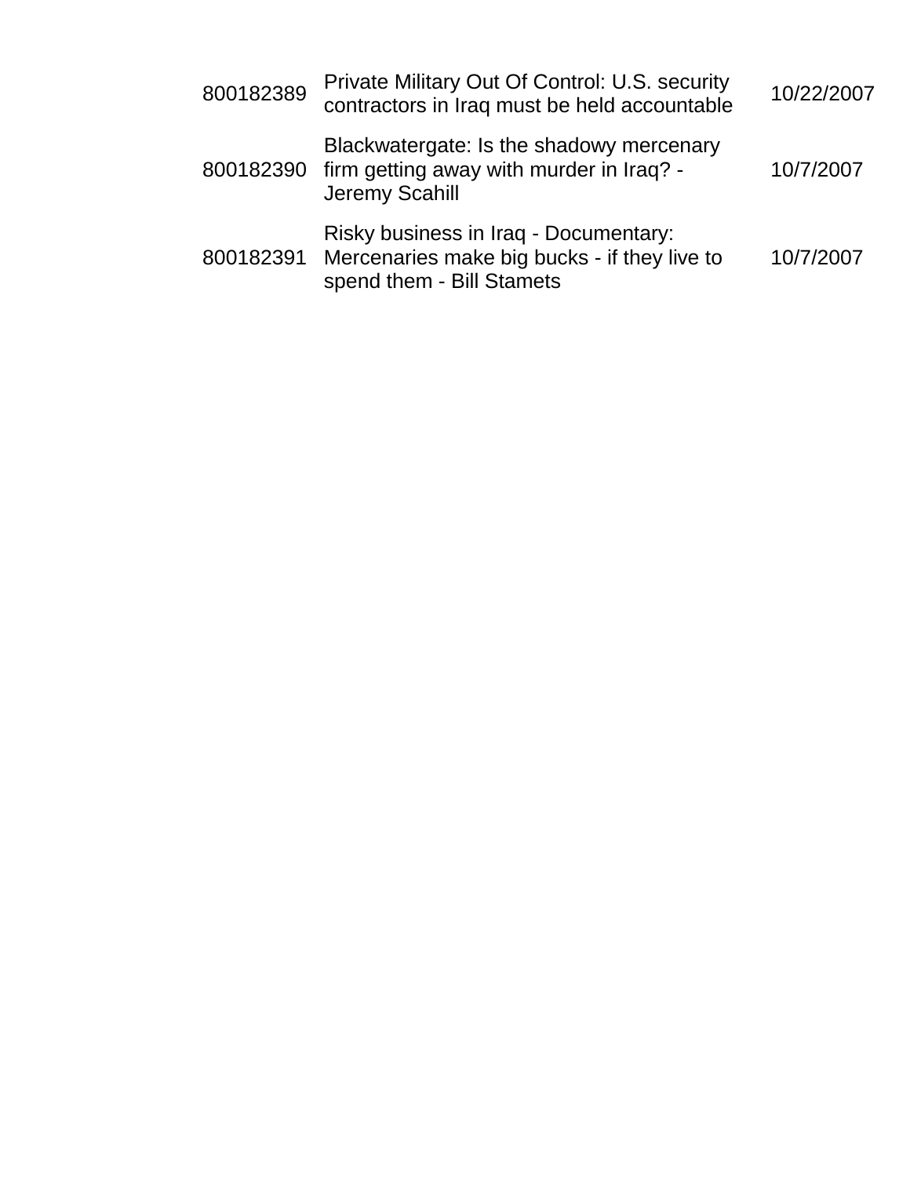| | | |
|---|---|---|
| 800182389 | Private Military Out Of Control: U.S. security contractors in Iraq must be held accountable | 10/22/2007 |
| 800182390 | Blackwatergate: Is the shadowy mercenary firm getting away with murder in Iraq? - Jeremy Scahill | 10/7/2007 |
| 800182391 | Risky business in Iraq - Documentary: Mercenaries make big bucks - if they live to spend them - Bill Stamets | 10/7/2007 |